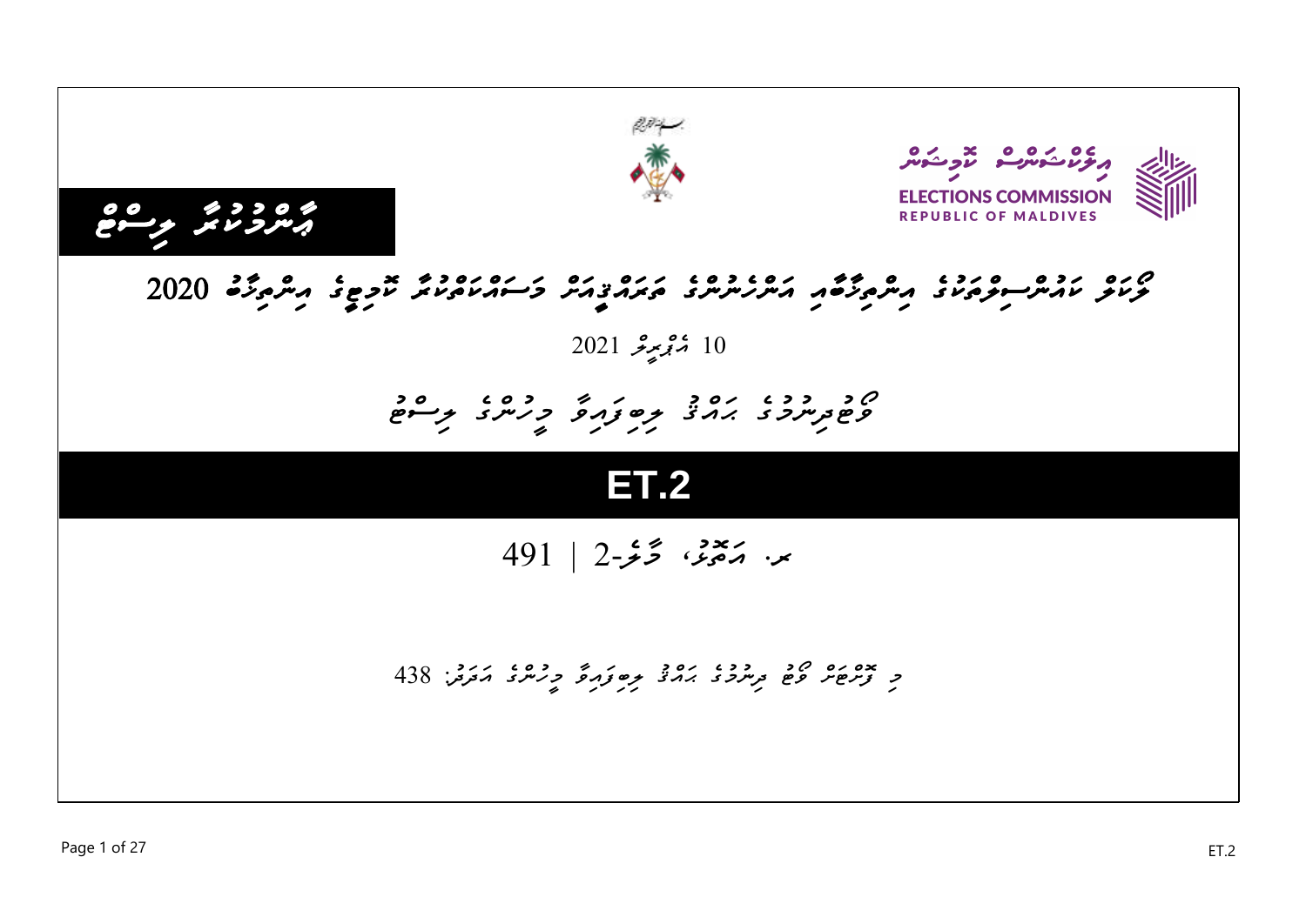ބިސްމިﷲ

އިލެކްޝަންސް ކޮމިޝަން
ELECTIONS COMMISSION
REPUBLIC OF MALDIVES

އެންމުހިންމު ނިޝާން

# ލޯކަލް ކައުންސިލްތަކުގެ އިންތިހާބާއި އަންހެނުންގެ ތަރައްޤީއަށް މަސައްކަތްކުރާ ކޮމިޓީގެ އިންތިހާބު 2020

10 އޭޕްރިލް 2021

ވޯޓުދިނުމުގެ ރައްޔިތުންގެ ލިސްޓް

## ET.2

ރ. އަތޮޅު، މާފުށި-2 | 491

މި ވޯޓުލާ ސަނދޫގު ވޯޓުދިނުމުގެ ރައްޔިތުންގެ ޢަދަދު: 438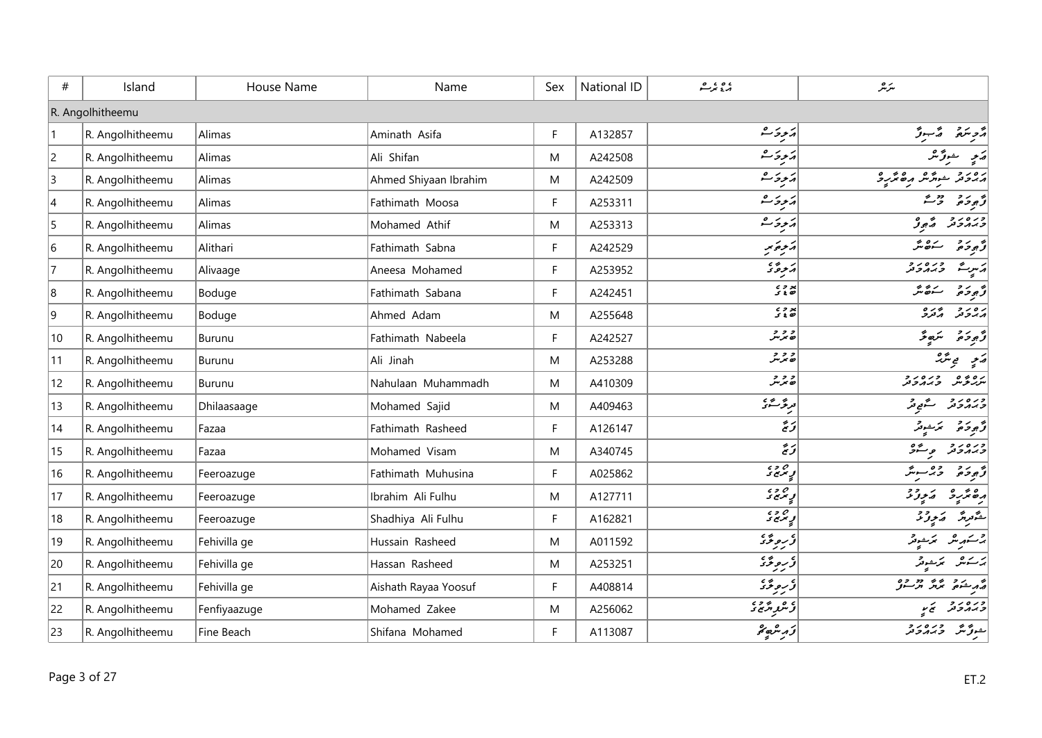| # | Island | House Name | Name | Sex | National ID | ދާއިރާ | ނަން |
|---|---|---|---|---|---|---|---|
| R. Angolhitheemu | | | | | | | |
| 1 | R. Angolhitheemu | Alimas | Aminath Asifa | F | A132857 | އަލިމަސް | އާމިނަތު އާސިފާ |
| 2 | R. Angolhitheemu | Alimas | Ali Shifan | M | A242508 | އަލިމަސް | އަލި ޝިފާން |
| 3 | R. Angolhitheemu | Alimas | Ahmed Shiyaan Ibrahim | M | A242509 | އަލިމަސް | އަހުމަދު ޝިޔާން އިބްރާހީމް |
| 4 | R. Angolhitheemu | Alimas | Fathimath Moosa | F | A253311 | އަލިމަސް | ފާތިމަތު މޫސާ |
| 5 | R. Angolhitheemu | Alimas | Mohamed Athif | M | A253313 | އަލިމަސް | މުހައްމަދު އާތިފް |
| 6 | R. Angolhitheemu | Alithari | Fathimath Sabna | F | A242529 | އަލިތަރި | ފާތިމަތު ސަބްނާ |
| 7 | R. Angolhitheemu | Alivaage | Aneesa Mohamed | F | A253952 | އަލިވާގެ | އަނީސާ މުހައްމަދު |
| 8 | R. Angolhitheemu | Boduge | Fathimath Sabana | F | A242451 | ބޮޑުގެ | ފާތިމަތު ސަބާނާ |
| 9 | R. Angolhitheemu | Boduge | Ahmed Adam | M | A255648 | ބޮޑުގެ | އަހުމަދު އާދަމް |
| 10 | R. Angolhitheemu | Burunu | Fathimath Nabeela | F | A242527 | ބުރުނު | ފާތިމަތު ނަބީލާ |
| 11 | R. Angolhitheemu | Burunu | Ali Jinah | M | A253288 | ބުރުނު | އަލި ޖިނާހް |
| 12 | R. Angolhitheemu | Burunu | Nahulaan Muhammadh | M | A410309 | ބުރުނު | ނަހުލާން މުހައްމަދު |
| 13 | R. Angolhitheemu | Dhilaasaage | Mohamed Sajid | M | A409463 | ދިލާސާގެ | މުހައްމަދު ސާޖިދު |
| 14 | R. Angolhitheemu | Fazaa | Fathimath Rasheed | F | A126147 | ފަޒާ | ފާތިމަތު ރަޝީދު |
| 15 | R. Angolhitheemu | Fazaa | Mohamed Visam | M | A340745 | ފަޒާ | މުހައްމަދު ވިސާމް |
| 16 | R. Angolhitheemu | Feeroazuge | Fathimath Muhusina | F | A025862 | ފީރޯޒުގެ | ފާތިމަތު މުހުސިނާ |
| 17 | R. Angolhitheemu | Feeroazuge | Ibrahim Ali Fulhu | M | A127711 | ފީރޯޒުގެ | އިބްރާހީމް އަލިފުޅު |
| 18 | R. Angolhitheemu | Feeroazuge | Shadhiya Ali Fulhu | F | A162821 | ފީރޯޒުގެ | ޝާދިޔާ އަލިފުޅު |
| 19 | R. Angolhitheemu | Fehivilla ge | Hussain Rasheed | M | A011592 | ފެހިވިލާގެ | ހުސައިން ރަޝީދު |
| 20 | R. Angolhitheemu | Fehivilla ge | Hassan Rasheed | M | A253251 | ފެހިވިލާގެ | ހަސަން ރަޝީދު |
| 21 | R. Angolhitheemu | Fehivilla ge | Aishath Rayaa Yoosuf | F | A408814 | ފެހިވިލާގެ | އާއިޝަތު ރަޔާ ޔޫސުފް |
| 22 | R. Angolhitheemu | Fenfiyaazuge | Mohamed Zakee | M | A256062 | ފެންފިޔާޒުގެ | މުހައްމަދު ޒަކީ |
| 23 | R. Angolhitheemu | Fine Beach | Shifana Mohamed | F | A113087 | ފައިންބީޗް | ޝިފާނާ މުހައްމަދު |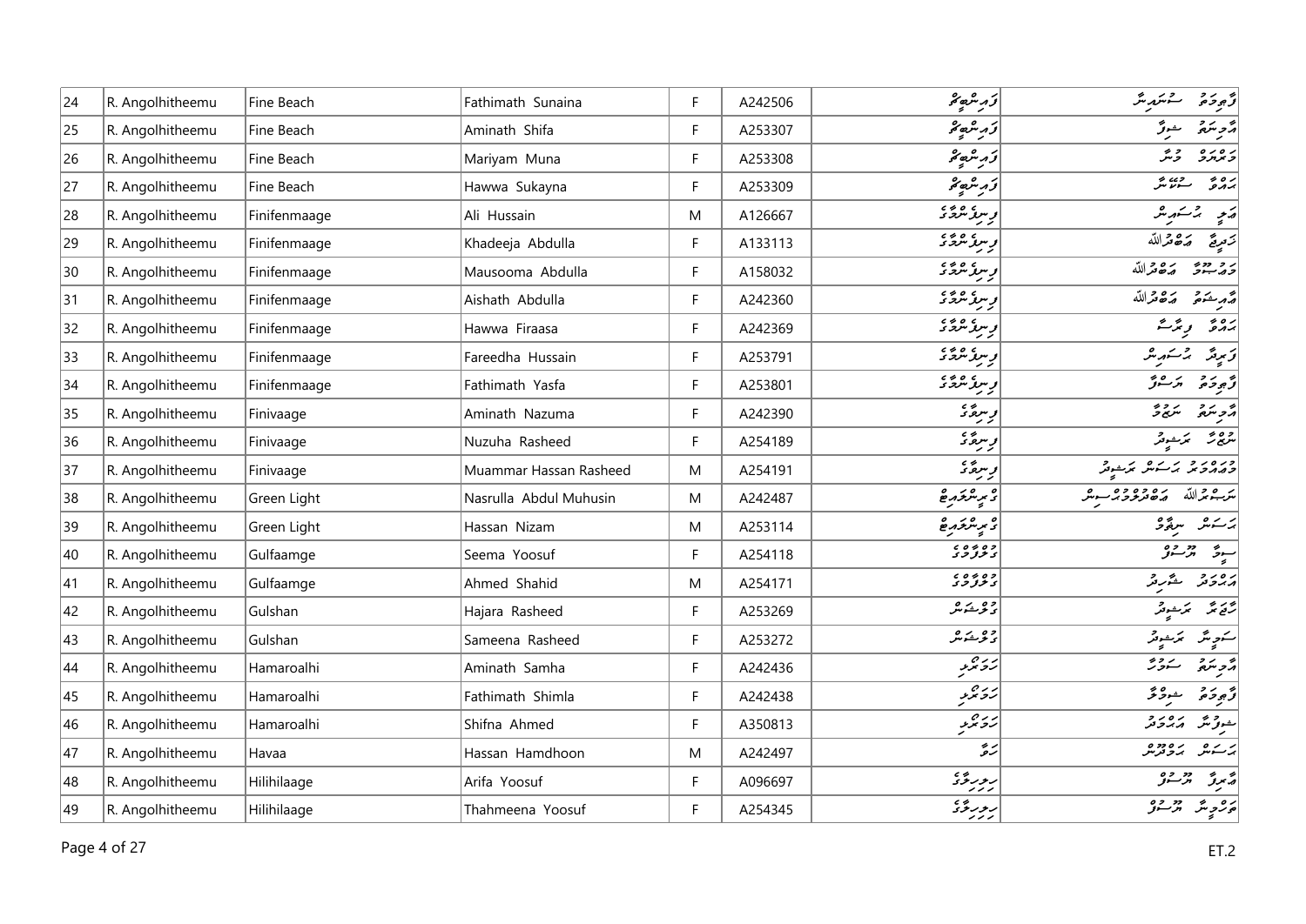| 24 | R. Angolhitheemu | Fine Beach | Fathimath Sunaina | F | A242506 | ފައިންބީޗް | ފާތިމަތު ސުނައިނާ |
|---|---|---|---|---|---|---|---|
| 25 | R. Angolhitheemu | Fine Beach | Aminath Shifa | F | A253307 | ފައިންބީޗް | އާމިނަތު ޝިފާ |
| 26 | R. Angolhitheemu | Fine Beach | Mariyam Muna | F | A253308 | ފައިންބީޗް | މަރިޔަމް މުނާ |
| 27 | R. Angolhitheemu | Fine Beach | Hawwa Sukayna | F | A253309 | ފައިންބީޗް | ހައްވާ ސުކައިނާ |
| 28 | R. Angolhitheemu | Finifenmaage | Ali Hussain | M | A126667 | ފިނިފެންމާގެ | އަލި ހުސައިން |
| 29 | R. Angolhitheemu | Finifenmaage | Khadeeja Abdulla | F | A133113 | ފިނިފެންމާގެ | ޚަދީޖާ އަބްދުﷲ |
| 30 | R. Angolhitheemu | Finifenmaage | Mausooma Abdulla | F | A158032 | ފިނިފެންމާގެ | މައުސޫމާ އަބްދުﷲ |
| 31 | R. Angolhitheemu | Finifenmaage | Aishath Abdulla | F | A242360 | ފިނިފެންމާގެ | އައިޝަތު އަބްދުﷲ |
| 32 | R. Angolhitheemu | Finifenmaage | Hawwa Firaasa | F | A242369 | ފިނިފެންމާގެ | ހައްވާ ފިރާސާ |
| 33 | R. Angolhitheemu | Finifenmaage | Fareedha Hussain | F | A253791 | ފިނިފެންމާގެ | ފަރީދާ ހުސައިން |
| 34 | R. Angolhitheemu | Finifenmaage | Fathimath Yasfa | F | A253801 | ފިނިފެންމާގެ | ފާތިމަތު ޔަސްފާ |
| 35 | R. Angolhitheemu | Finivaage | Aminath Nazuma | F | A242390 | ފިނިވާގެ | އާމިނަތު ނަޒުމާ |
| 36 | R. Angolhitheemu | Finivaage | Nuzuha Rasheed | F | A254189 | ފިނިވާގެ | ނުޒުހާ ރަޝީދު |
| 37 | R. Angolhitheemu | Finivaage | Muammar Hassan Rasheed | M | A254191 | ފިނިވާގެ | މުޢައްމަރު ހަސަން ރަޝީދު |
| 38 | R. Angolhitheemu | Green Light | Nasrulla Abdul Muhusin | M | A242487 | ގްރީންލައިޓް | ނަސްރުﷲ އަބްދުލްމުހުސިން |
| 39 | R. Angolhitheemu | Green Light | Hassan Nizam | M | A253114 | ގްރީންލައިޓް | ހަސަން ނިޒާމް |
| 40 | R. Angolhitheemu | Gulfaamge | Seema Yoosuf | F | A254118 | ގުލްފާމްގެ | ސީމާ ޔޫސުފް |
| 41 | R. Angolhitheemu | Gulfaamge | Ahmed Shahid | M | A254171 | ގުލްފާމްގެ | އަޙްމަދު ޝާހިދު |
| 42 | R. Angolhitheemu | Gulshan | Hajara Rasheed | F | A253269 | ގުލްޝަން | ހާޖަރާ ރަޝީދު |
| 43 | R. Angolhitheemu | Gulshan | Sameena Rasheed | F | A253272 | ގުލްޝަން | ސަމީނާ ރަޝީދު |
| 44 | R. Angolhitheemu | Hamaroalhi | Aminath Samha | F | A242436 | ހަމަރޯޅި | އާމިނަތު ސަމްހާ |
| 45 | R. Angolhitheemu | Hamaroalhi | Fathimath Shimla | F | A242438 | ހަމަރޯޅި | ފާތިމަތު ޝިމްލާ |
| 46 | R. Angolhitheemu | Hamaroalhi | Shifna Ahmed | F | A350813 | ހަމަރޯޅި | ޝިފްނާ އަޙްމަދު |
| 47 | R. Angolhitheemu | Havaa | Hassan Hamdhoon | M | A242497 | ހަވާ | ހަސަން ހަމްދޫން |
| 48 | R. Angolhitheemu | Hilihilaage | Arifa Yoosuf | F | A096697 | ހިލިހިލާގެ | އާރިފާ ޔޫސުފް |
| 49 | R. Angolhitheemu | Hilihilaage | Thahmeena Yoosuf | F | A254345 | ހިލިހިލާގެ | ތަހުމީނާ ޔޫސުފް |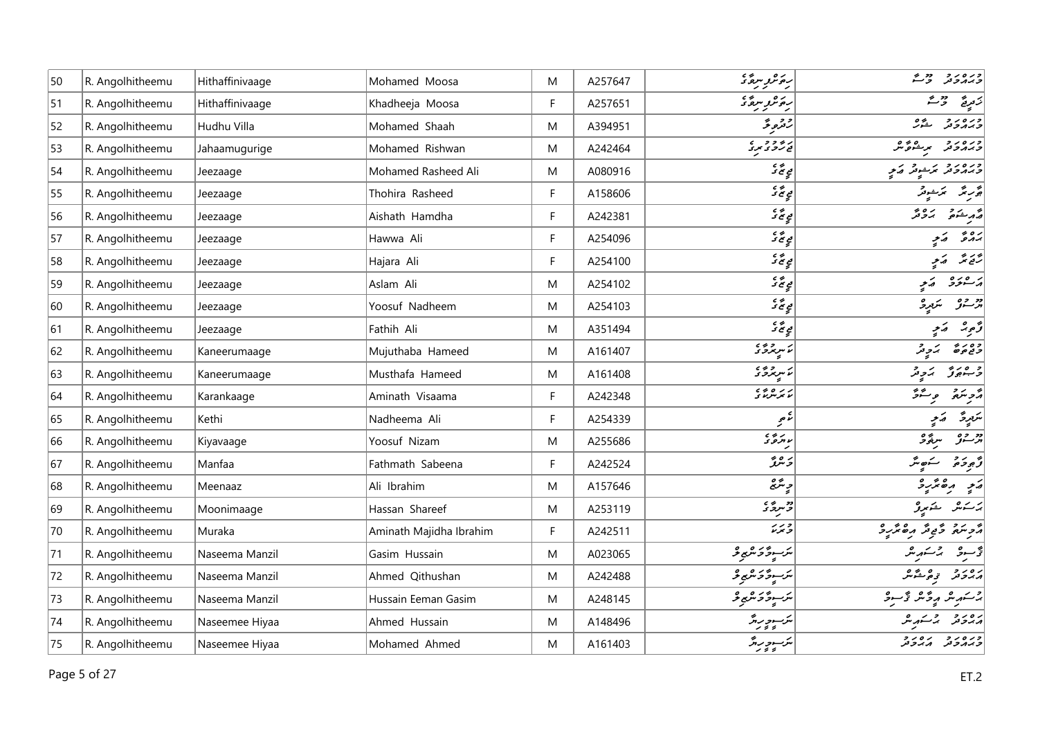| 50 | R. Angolhitheemu | Hithaffinivaage | Mohamed Moosa | M | A257647 | رِحَوْرٌوِسِرِةَّ وَ | وُرَہُرُوَتْرُ وُرْمَے |
|---|---|---|---|---|---|---|---|
| 51 | R. Angolhitheemu | Hithaffinivaage | Khadheeja Moosa | F | A257651 | رِحَوْرٌوِسِرِةَّ وَ | زَمِرِقَّ وُرْمَے |
| 52 | R. Angolhitheemu | Hudhu Villa | Mohamed Shaah | M | A394951 | رُتْرُوِتَرَّ | وُرَہُرُوَتْرُ شَرُّرُ |
| 53 | R. Angolhitheemu | Jahaamugurige | Mohamed Rishwan | M | A242464 | يَرَرُّوُ دُيَرِي | وُرَہُرُوَتْرُ بِرِشْوَتَرُ |
| 54 | R. Angolhitheemu | Jeezaage | Mohamed Rasheed Ali | M | A080916 | مِيِ يَحَّرَ | وُرَہُرُوَتْرُ بَرَشِوِتْرُ رَمَو |
| 55 | R. Angolhitheemu | Jeezaage | Thohira Rasheed | F | A158606 | مِيِ يَحَّرَ | جَوَرِبَرُّ بَرَشِوِتْرُ |
| 56 | R. Angolhitheemu | Jeezaage | Aishath Hamdha | F | A242381 | مِيِ يَحَّرَ | رَّمِرِشَوَمْ بَرُوتَرُ |
| 57 | R. Angolhitheemu | Jeezaage | Hawwa Ali | F | A254096 | مِيِ يَحَّرَ | بَرُوُّ رَمَو |
| 58 | R. Angolhitheemu | Jeezaage | Hajara Ali | F | A254100 | مِيِ يَحَّرَ | رَّيَرُّ رَمَو |
| 59 | R. Angolhitheemu | Jeezaage | Aslam Ali | M | A254102 | مِيِ يَحَّرَ | رَسْتَرَوُ رَمَو |
| 60 | R. Angolhitheemu | Jeezaage | Yoosuf Nadheem | M | A254103 | مِيِ يَحَّرَ | دُرْسُوُّ سَرَمِرِوُ |
| 61 | R. Angolhitheemu | Jeezaage | Fathih Ali | M | A351494 | مِيِ يَحَّرَ | وُّجِرُ رَمَو |
| 62 | R. Angolhitheemu | Kaneerumaage | Mujuthaba Hameed | M | A161407 | رَّسِرِيَرُوَّرَ | وُرْيَوُّحَّ بَرَوِتْرُ |
| 63 | R. Angolhitheemu | Kaneerumaage | Musthafa Hameed | M | A161408 | رَّسِرِيَرُوَّرَ | وُرْسْجُوَّ بَرَوِتْرُ |
| 64 | R. Angolhitheemu | Karankaage | Aminath Visaama | F | A242348 | رَبَرَسْرَرَّرَ | رَّمَوِسَرَمْ وِسَّوَّ |
| 65 | R. Angolhitheemu | Kethi | Nadheema Ali | F | A254339 | رَّمِ | سَرَمِرِوَّ رَمَو |
| 66 | R. Angolhitheemu | Kiyavaage | Yoosuf Nizam | M | A255686 | رِبَرَوَّرَ | دُرْسُوُّ سِرِجَوُ |
| 67 | R. Angolhitheemu | Manfaa | Fathmath Sabeena | F | A242524 | رَسْرُوَّ | وَّجِوَرَمْ سَوَصِتَرُ |
| 68 | R. Angolhitheemu | Meenaaz | Ali Ibrahim | M | A157646 | جِسَّرَّجْ | رَمَو رِصَحَّرِرُوُ |
| 69 | R. Angolhitheemu | Moonimaage | Hassan Shareef | M | A253119 | دُسِرِوَّرَ | بَرَسَسْرُ شَمَرِوُ |
| 70 | R. Angolhitheemu | Muraka | Aminath Majidha Ibrahim | F | A242511 | وُرَبَرَ | رَّمَوِسَرَمْ وَّمِوِتَرُ رِصَحَّرِرُوُ |
| 71 | R. Angolhitheemu | Naseema Manzil | Gasim Hussain | M | A023065 | سَرَسِوِوَّ وَسْرُبِو | تَّسِوُ بُرْسَمَرِسْرُ |
| 72 | R. Angolhitheemu | Naseema Manzil | Ahmed Qithushan | M | A242488 | سَرَسِوِوَّ وَسْرُبِو | رَبُرُوَتْرُ تِوِهُشَّسْرُ |
| 73 | R. Angolhitheemu | Naseema Manzil | Hussain Eeman Gasim | M | A248145 | سَرَسِوِوَّ وَسْرُبِو | بُرْسَمَرِسْرُ رِوِوَّسْرُ تَّسِوُ |
| 74 | R. Angolhitheemu | Naseemee Hiyaa | Ahmed Hussain | M | A148496 | سَرَسِوِرِبَرَّ | رَبُرُوَتْرُ بُرْسَمَرِسْرُ |
| 75 | R. Angolhitheemu | Naseemee Hiyaa | Mohamed Ahmed | M | A161403 | سَرَسِوِرِبَرَّ | وُرَہُرُوَتْرُ رَبُرُوَتْرُ |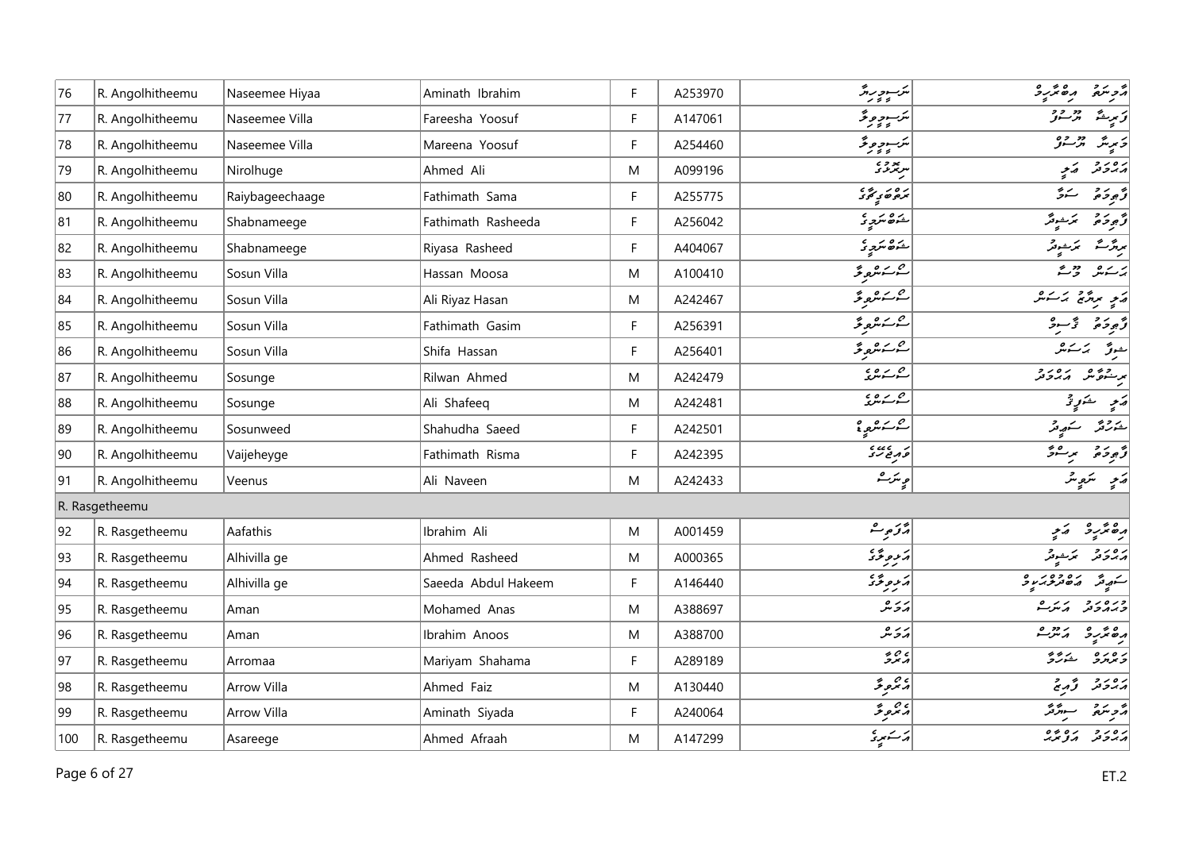| 76 | R. Angolhitheemu | Naseemee Hiyaa | Aminath Ibrahim | F | A253970 | سَرَسِوِرِیَرَّ | أَمُرْسَمُ مِرْھَمَّرِیرُ |
|---|---|---|---|---|---|---|---|
| 77 | R. Angolhitheemu | Naseemee Villa | Fareesha Yoosuf | F | A147061 | سَرَسِوِهِ تُرَّ | وَسِرِشَّہ مَرْسُوْ |
| 78 | R. Angolhitheemu | Naseemee Villa | Mareena Yoosuf | F | A254460 | سَرَسِوِهِ تُرَّ | دَسِرِسَّر مَرْسُوْ |
| 79 | R. Angolhitheemu | Nirolhuge | Ahmed Ali | M | A099196 | سِرِيَرُدُ | أَرَدَدَ أَمَرِ |
| 80 | R. Angolhitheemu | Raiybageechaage | Fathimath Sama | F | A255775 | بَرَهُ صَ يِرِ بِيحُو | وَّجِرَدَهُ سَرَّ |
| 81 | R. Angolhitheemu | Shabnameege | Fathimath Rasheeda | F | A256042 | شَهْ صَرَ حِي | وَّجِرَدَهُ بَرَشِيَّرَ |
| 82 | R. Angolhitheemu | Shabnameege | Riyasa Rasheed | F | A404067 | شَهْ صَرَ حِي | بِرِرَّسَّہ بَرَشِیْرُ |
| 83 | R. Angolhitheemu | Sosun Villa | Hassan Moosa | M | A100410 | سْتَرَسُرُهِ تَرَّ | بَرَسَرَسْ دَمَتَ |
| 84 | R. Angolhitheemu | Sosun Villa | Ali Riyaz Hasan | M | A242467 | سْتَرَسُرُهِ تَرَّ | مَرِّ بِرِدَّرِّجْ بَرَسَرَسْ |
| 85 | R. Angolhitheemu | Sosun Villa | Fathimath Gasim | F | A256391 | سْتَرَسُرُهِ تَرَّ | وَّجِرَدَهُ تَرَّسِوْ |
| 86 | R. Angolhitheemu | Sosun Villa | Shifa Hassan | F | A256401 | سْتَرَسُرُهِ تَرَّ | شِورَّ بَرَسَرَسْ |
| 87 | R. Angolhitheemu | Sosunge | Rilwan Ahmed | M | A242479 | سْتَرَسُرُدُ | بِرِسْتَوَّسْ أَرَدَدَ |
| 88 | R. Angolhitheemu | Sosunge | Ali Shafeeq | M | A242481 | سْتَرَسُرُدُ | أَمَرِ شَوَرِتْ |
| 89 | R. Angolhitheemu | Sosunweed | Shahudha Saeed | F | A242501 | سْتَرَسُرُهِ مْ | شَرَرْتَرَ سَهِيْتَرُ |
| 90 | R. Angolhitheemu | Vaijeheyge | Fathimath Risma | F | A242395 | وَهِ جِ سَرَدُ | وَّجِرَدَهُ بِرِسْتَوَّ |
| 91 | R. Angolhitheemu | Veenus | Ali Naveen | M | A242433 | وِیسَرْسْ | أَمَرِ سَرَوِسْ |
| R. Rasgetheemu | | | | | | | |
| 92 | R. Rasgetheemu | Aafathis | Ibrahim Ali | M | A001459 | أَرَّوَهِ سْ | مِرْھَمَّرِیرُ أَمَرِ |
| 93 | R. Rasgetheemu | Alhivilla ge | Ahmed Rasheed | M | A000365 | أَرِوِ تُرَّدُ | أَرَدَدَ بَرَشِیْرُ |
| 94 | R. Rasgetheemu | Alhivilla ge | Saeeda Abdul Hakeem | F | A146440 | أَرِوِ تُرَّدُ | سَهِيْتَرَ أَهْ صَرْ دَرَ بِرِ |
| 95 | R. Rasgetheemu | Aman | Mohamed Anas | M | A388697 | أَرَرَسْ | دِيَرَدَدَ أَسَرَسْ |
| 96 | R. Rasgetheemu | Aman | Ibrahim Anoos | M | A388700 | أَرَرَسْ | مِرْھَمَّرِیرُ أَسَرْسْ |
| 97 | R. Rasgetheemu | Arromaa | Mariyam Shahama | F | A289189 | أَبَرْدَّ | دَبَرْبَرْدَ شَرَرَدَّ |
| 98 | R. Rasgetheemu | Arrow Villa | Ahmed Faiz | M | A130440 | أَبَرْهِ تَرَّ | أَرَدَدَ وَّرِ جْ |
| 99 | R. Rasgetheemu | Arrow Villa | Aminath Siyada | F | A240064 | أَبَرْهِ تَرَّ | أَمُرْسَمُ سِرِدَّتَرَ |
| 100 | R. Rasgetheemu | Asareege | Ahmed Afraah | M | A147299 | أَرَسَرِيرُ | أَرَدَدَ أَرَوْبَرَرْ |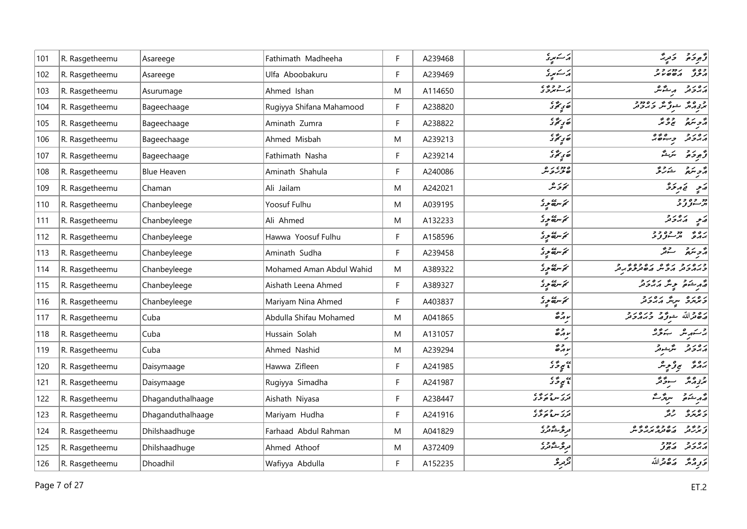| 101 | R. Rasgetheemu | Asareege | Fathimath Madheeha | F | A239468 | އަސަރީގެ | ފާތިމަތު މަދީޙާ |
|---|---|---|---|---|---|---|---|
| 102 | R. Rasgetheemu | Asareege | Ulfa Aboobakuru | F | A239469 | އަސަރީގެ | އުލްފާ އަބޫބަކުރު |
| 103 | R. Rasgetheemu | Asurumage | Ahmed Ishan | M | A114650 | އަސުރުމަގެ | އަޙްމަދު އިޝާން |
| 104 | R. Rasgetheemu | Bageechaage | Rugiyya Shifana Mahamood | F | A238820 | ބަގީޗާގެ | ރުޤިއްޔާ ޝިފާނާ މަޙްމޫދު |
| 105 | R. Rasgetheemu | Bageechaage | Aminath Zumra | F | A238822 | ބަގީޗާގެ | އާމިނަތު ޒުމްރާ |
| 106 | R. Rasgetheemu | Bageechaage | Ahmed Misbah | M | A239213 | ބަގީޗާގެ | އަޙްމަދު މިސްބާހު |
| 107 | R. Rasgetheemu | Bageechaage | Fathimath Nasha | F | A239214 | ބަގީޗާގެ | ފާތިމަތު ނަޝާ |
| 108 | R. Rasgetheemu | Blue Heaven | Aminath Shahula | F | A240086 | ބްލޫހެވަން | އާމިނަތު ޝަހުލާ |
| 109 | R. Rasgetheemu | Chaman | Ali Jailam | M | A242021 | ޗަމަން | އަލި ޖައިލަމް |
| 110 | R. Rasgetheemu | Chanbeyleege | Yoosuf Fulhu | M | A039195 | ޗަންބޭލީގެ | ޔޫސުފް ފުޅު |
| 111 | R. Rasgetheemu | Chanbeyleege | Ali Ahmed | M | A132233 | ޗަންބޭލީގެ | އަލި އަޙްމަދު |
| 112 | R. Rasgetheemu | Chanbeyleege | Hawwa Yoosuf Fulhu | F | A158596 | ޗަންބޭލީގެ | ހައްވާ ޔޫސުފްފުޅު |
| 113 | R. Rasgetheemu | Chanbeyleege | Aminath Sudha | F | A239458 | ޗަންބޭލީގެ | އާމިނަތު ސުދާ |
| 114 | R. Rasgetheemu | Chanbeyleege | Mohamed Aman Abdul Wahid | M | A389322 | ޗަންބޭލީގެ | މުޙައްމަދު އަމާން އަބްދުލްވާހިދު |
| 115 | R. Rasgetheemu | Chanbeyleege | Aishath Leena Ahmed | F | A389327 | ޗަންބޭލީގެ | އާއިޝަތު ލީނާ އަޙްމަދު |
| 116 | R. Rasgetheemu | Chanbeyleege | Mariyam Nina Ahmed | F | A403837 | ޗަންބޭލީގެ | މަރިޔަމް ނިނާ އަޙްމަދު |
| 117 | R. Rasgetheemu | Cuba | Abdulla Shifau Mohamed | M | A041865 | ކިއުބާ | އަބްދުﷲ ޝިފާއު މުޙައްމަދު |
| 118 | R. Rasgetheemu | Cuba | Hussain Solah | M | A131057 | ކިއުބާ | ހުސައިން ސަލާހު |
| 119 | R. Rasgetheemu | Cuba | Ahmed Nashid | M | A239294 | ކިއުބާ | އަޙްމަދު ނާޝިދު |
| 120 | R. Rasgetheemu | Daisymaage | Hawwa Zifleen | F | A241985 | ޑެއިސީމާގެ | ހައްވާ ޒިފްލީން |
| 121 | R. Rasgetheemu | Daisymaage | Rugiyya Simadha | F | A241987 | ޑެއިސީމާގެ | ރުޤިއްޔާ ސިމާދާ |
| 122 | R. Rasgetheemu | Dhaganduthalhaage | Aishath Niyasa | F | A238447 | ދަގަނޑުތަޅާގެ | އާއިޝަތު ނިޔާސާ |
| 123 | R. Rasgetheemu | Dhaganduthalhaage | Mariyam Hudha | F | A241916 | ދަގަނޑުތަޅާގެ | މަރިޔަމް ހުދާ |
| 124 | R. Rasgetheemu | Dhilshaadhuge | Farhaad Abdul Rahman | M | A041829 | ދިލްޝާދުގެ | ފަރުހާދު އަބްދުއްރަޙްމާން |
| 125 | R. Rasgetheemu | Dhilshaadhuge | Ahmed Athoof | M | A372409 | ދިލްޝާދުގެ | އަޙްމަދު އަޠޫފު |
| 126 | R. Rasgetheemu | Dhoadhil | Wafiyya Abdulla | F | A152235 | ދޯދިލް | ވަފިއްޔާ އަބްދުﷲ |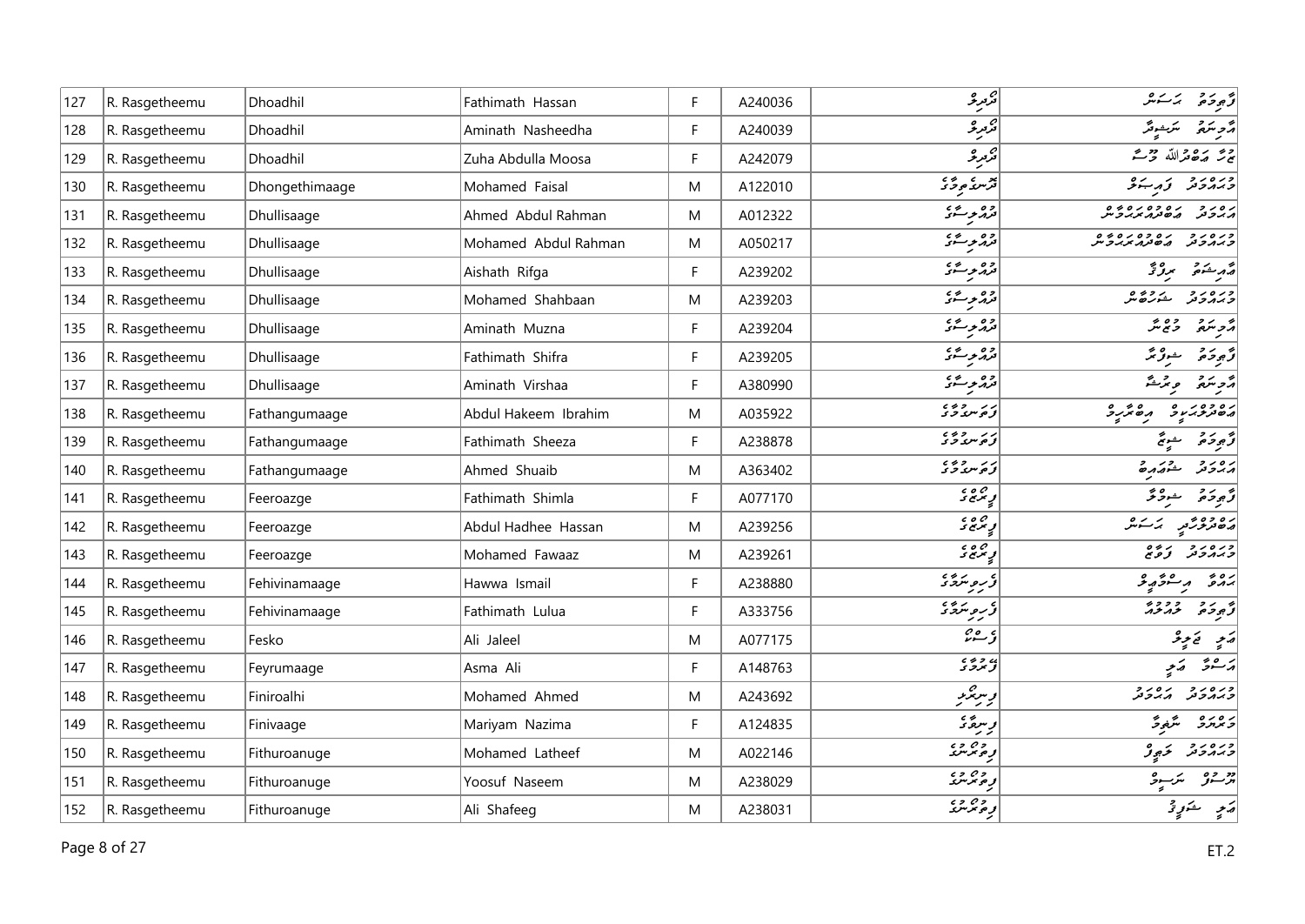| 127 | R. Rasgetheemu | Dhoadhil | Fathimath Hassan | F | A240036 | ދޯދިލް | ފާތިމަތު ހަސަން |
|---|---|---|---|---|---|---|---|
| 128 | R. Rasgetheemu | Dhoadhil | Aminath Nasheedha | F | A240039 | ދޯދިލް | އާމިނަތު ނަޝީދާ |
| 129 | R. Rasgetheemu | Dhoadhil | Zuha Abdulla Moosa | F | A242079 | ދޯދިލް | ޒުހާ އަބްދުﷲ މޫސާ |
| 130 | R. Rasgetheemu | Dhongethimaage | Mohamed Faisal | M | A122010 | ދޮންގެތިމާގެ | މުހައްމަދު ފައިސަލް |
| 131 | R. Rasgetheemu | Dhullisaage | Ahmed Abdul Rahman | M | A012322 | ދުއްލިސާގެ | އަޙްމަދު އަބްދުއްރަޙްމާން |
| 132 | R. Rasgetheemu | Dhullisaage | Mohamed Abdul Rahman | M | A050217 | ދުއްލިސާގެ | މުޙައްމަދު އަބްދުއްރަޙްމާން |
| 133 | R. Rasgetheemu | Dhullisaage | Aishath Rifga | F | A239202 | ދުއްލިސާގެ | އާއިޝަތު ރިފްގާ |
| 134 | R. Rasgetheemu | Dhullisaage | Mohamed Shahbaan | M | A239203 | ދުއްލިސާގެ | މުޙައްމަދު ޝަހްބާން |
| 135 | R. Rasgetheemu | Dhullisaage | Aminath Muzna | F | A239204 | ދުއްލިސާގެ | އާމިނަތު މުޒްނާ |
| 136 | R. Rasgetheemu | Dhullisaage | Fathimath Shifra | F | A239205 | ދުއްލިސާގެ | ފާތިމަތު ޝިފްރާ |
| 137 | R. Rasgetheemu | Dhullisaage | Aminath Virshaa | F | A380990 | ދުއްލިސާގެ | އާމިނަތު ވިރްޝާ |
| 138 | R. Rasgetheemu | Fathangumaage | Abdul Hakeem Ibrahim | M | A035922 | ފަތަންގުމާގެ | އަބްދުލްޙަކީމް އިބްރާހީމް |
| 139 | R. Rasgetheemu | Fathangumaage | Fathimath Sheeza | F | A238878 | ފަތަންގުމާގެ | ފާތިމަތު ޝީޒާ |
| 140 | R. Rasgetheemu | Fathangumaage | Ahmed Shuaib | M | A363402 | ފަތަންގުމާގެ | އަޙްމަދު ޝުޢައިބް |
| 141 | R. Rasgetheemu | Feeroazge | Fathimath Shimla | F | A077170 | ފީރޯޒްގެ | ފާތިމަތު ޝިމްލާ |
| 142 | R. Rasgetheemu | Feeroazge | Abdul Hadhee Hassan | M | A239256 | ފީރޯޒްގެ | އަބްދުލްހާދީ ހަސަން |
| 143 | R. Rasgetheemu | Feeroazge | Mohamed Fawaaz | M | A239261 | ފީރޯޒްގެ | މުހައްމަދު ފަވާޒް |
| 144 | R. Rasgetheemu | Fehivinamaage | Hawwa Ismail | F | A238880 | ފެހިވިނަމާގެ | ހައްވާ އިސްމާއިލް |
| 145 | R. Rasgetheemu | Fehivinamaage | Fathimath Lulua | F | A333756 | ފެހިވިނަމާގެ | ފާތިމަތު ލުޢުލުއާ |
| 146 | R. Rasgetheemu | Fesko | Ali Jaleel | M | A077175 | ފެސްކޯ | އަލި ޖަލީލް |
| 147 | R. Rasgetheemu | Feyrumaage | Asma Ali | F | A148763 | ފޭރުމާގެ | އަސްމާ އަލި |
| 148 | R. Rasgetheemu | Finiroalhi | Mohamed Ahmed | M | A243692 | ފިނިރޯޅި | މުހައްމަދު އަހްމަދު |
| 149 | R. Rasgetheemu | Finivaage | Mariyam Nazima | F | A124835 | ފިނިވާގެ | މަރިޔަމް ނާޒިމާ |
| 150 | R. Rasgetheemu | Fithuroanuge | Mohamed Latheef | M | A022146 | ފިތުރޯނުގެ | މުހައްމަދު ލަތީފު |
| 151 | R. Rasgetheemu | Fithuroanuge | Yoosuf Naseem | M | A238029 | ފިތުރޯނުގެ | ޔޫސުފް ނަސީމް |
| 152 | R. Rasgetheemu | Fithuroanuge | Ali Shafeeg | M | A238031 | ފިތުރޯނުގެ | އަލި ޝަފީގު |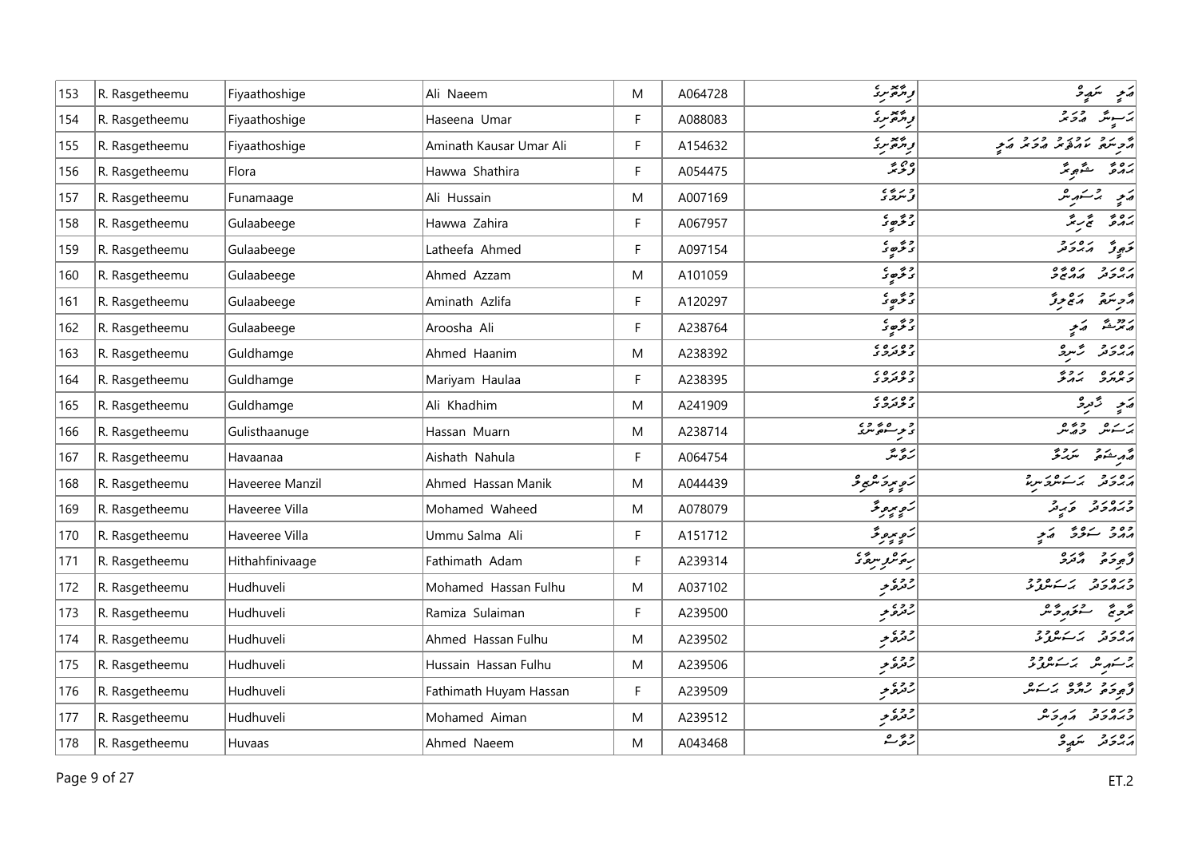| 153 | R. Rasgetheemu | Fiyaathoshige | Ali Naeem | M | A064728 | ފިޔާތޮށިގެ | އަލީ ނައީމް |
|---|---|---|---|---|---|---|---|
| 154 | R. Rasgetheemu | Fiyaathoshige | Haseena Umar | F | A088083 | ފިޔާތޮށިގެ | ހަސީނާ އުމަރު |
| 155 | R. Rasgetheemu | Fiyaathoshige | Aminath Kausar Umar Ali | F | A154632 | ފިޔާތޮށިގެ | އާމިނަތު ކައުސަރު އުމަރު އަލީ |
| 156 | R. Rasgetheemu | Flora | Hawwa Shathira | F | A054475 | ފްލޯރާ | ހައްވާ ޝާތިރާ |
| 157 | R. Rasgetheemu | Funamaage | Ali Hussain | M | A007169 | ފުނަމާގެ | އަލީ ހުސައިން |
| 158 | R. Rasgetheemu | Gulaabeege | Hawwa Zahira | F | A067957 | ގުލާބީގެ | ހައްވާ ޒާހިރާ |
| 159 | R. Rasgetheemu | Gulaabeege | Latheefa Ahmed | F | A097154 | ގުލާބީގެ | ލަތީފާ އަހުމަދު |
| 160 | R. Rasgetheemu | Gulaabeege | Ahmed Azzam | M | A101059 | ގުލާބީގެ | އަހުމަދު އައްޒާމް |
| 161 | R. Rasgetheemu | Gulaabeege | Aminath Azlifa | F | A120297 | ގުލާބީގެ | އާމިނަތު އަޒްލިފާ |
| 162 | R. Rasgetheemu | Gulaabeege | Aroosha Ali | F | A238764 | ގުލާބީގެ | އަރޫޝާ އަލީ |
| 163 | R. Rasgetheemu | Guldhamge | Ahmed Haanim | M | A238392 | ގުލްދަމްގެ | އަހުމަދު ހާނިމް |
| 164 | R. Rasgetheemu | Guldhamge | Mariyam Haulaa | F | A238395 | ގުލްދަމްގެ | މަރިޔަމް ހައުލާ |
| 165 | R. Rasgetheemu | Guldhamge | Ali Khadhim | M | A241909 | ގުލްދަމްގެ | އަލީ ހާދިމް |
| 166 | R. Rasgetheemu | Gulisthaanuge | Hassan Muarn | M | A238714 | ގުލިސްތާނުގެ | ހަސަން މުއާން |
| 167 | R. Rasgetheemu | Havaanaa | Aishath Nahula | F | A064754 | ހަވާނާ | އައިޝަތު ނަހުލާ |
| 168 | R. Rasgetheemu | Haveeree Manzil | Ahmed Hassan Manik | M | A044439 | ހަވީރީމަންޒިލް | އަހުމަދު ހަސަންމަނިކު |
| 169 | R. Rasgetheemu | Haveeree Villa | Mohamed Waheed | M | A078079 | ހަވީރީވިލާ | މުހައްމަދު ވަހީދު |
| 170 | R. Rasgetheemu | Haveeree Villa | Ummu Salma Ali | F | A151712 | ހަވީރީވިލާ | އުއްމު ސަލްމާ އަލީ |
| 171 | R. Rasgetheemu | Hithahfinivaage | Fathimath Adam | F | A239314 | ހިތަފިނިވާގެ | ފާތިމަތު އާދަމް |
| 172 | R. Rasgetheemu | Hudhuveli | Mohamed Hassan Fulhu | M | A037102 | ހުދުވެލި | މުހައްމަދު ހަސަންފުޅު |
| 173 | R. Rasgetheemu | Hudhuveli | Ramiza Sulaiman | F | A239500 | ހުދުވެލި | ރާމިޒާ ސުލައިމާން |
| 174 | R. Rasgetheemu | Hudhuveli | Ahmed Hassan Fulhu | M | A239502 | ހުދުވެލި | އަހުމަދު ހަސަންފުޅު |
| 175 | R. Rasgetheemu | Hudhuveli | Hussain Hassan Fulhu | M | A239506 | ހުދުވެލި | ހުސައިން ހަސަންފުޅު |
| 176 | R. Rasgetheemu | Hudhuveli | Fathimath Huyam Hassan | F | A239509 | ހުދުވެލި | ފާތިމަތު ހުޔާމް ހަސަން |
| 177 | R. Rasgetheemu | Hudhuveli | Mohamed Aiman | M | A239512 | ހުދުވެލި | މުހައްމަދު އައިމަން |
| 178 | R. Rasgetheemu | Huvaas | Ahmed Naeem | M | A043468 | ހުވާސް | އަހުމަދު ނައީމް |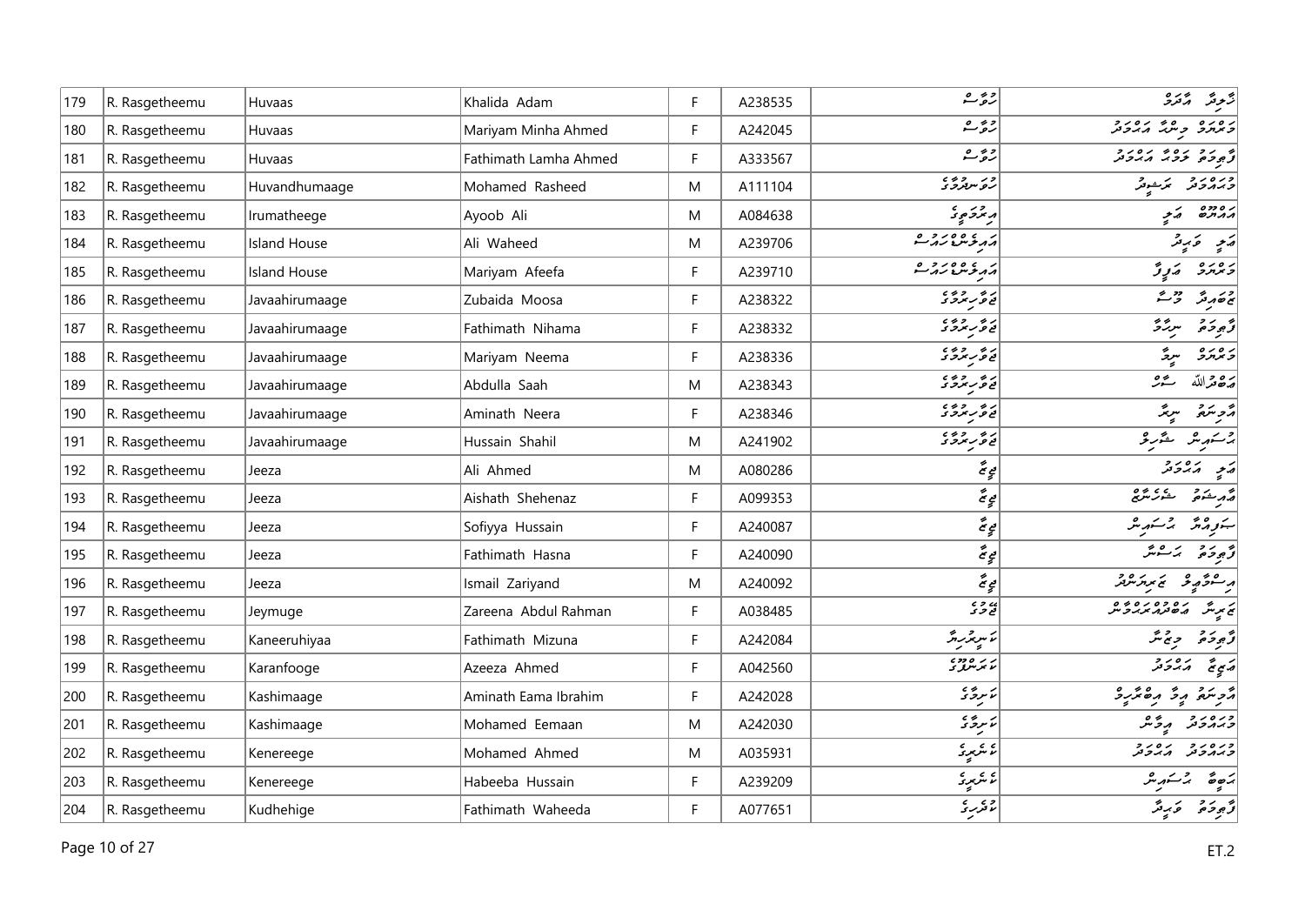| 179 | R. Rasgetheemu | Huvaas | Khalida Adam | F | A238535 | رُوَّسْ | زَّعِرِ تَرْ مَرَّ تَرْ وْ |
|---|---|---|---|---|---|---|---|
| 180 | R. Rasgetheemu | Huvaas | Mariyam Minha Ahmed | F | A242045 | رُوَّسْ | وَ بْرْ بَرْ وْ وِ سْرْ بَرْ مَرْ بْرْ وَ تْرْ |
| 181 | R. Rasgetheemu | Huvaas | Fathimath Lamha Ahmed | F | A333567 | رُوَّسْ | وَّ جِوَ حَمْ خَرْ وْ بَرْ مَرْ بْرْ وَ تْرْ |
| 182 | R. Rasgetheemu | Huvandhumaage | Mohamed Rasheed | M | A111104 | رُوَ سْرْ تَرْ وَّ ئْ | وْ بَرْ مْرْ وَ تْرْ بَرْ شِيْ تْرْ |
| 183 | R. Rasgetheemu | Irumatheege | Ayoob Ali | M | A084638 | مِ بْرْ وَ حِي ئْ | مَ مْرْ تْرْ ھْ مَ حِ |
| 184 | R. Rasgetheemu | Island House | Ali Waheed | M | A239706 | مَ مِ عْ حْرْ عْ رُ مْرْ سْ | مَ حِ وَ بِرْ تْرْ |
| 185 | R. Rasgetheemu | Island House | Mariyam Afeefa | F | A239710 | مَ مِ عْ حْرْ عْ رُ مْرْ سْ | وَ بْرْ بَرْ وْ مَ وِ وَّ |
| 186 | R. Rasgetheemu | Javaahirumaage | Zubaida Moosa | F | A238322 | ئَ وَّ رِ بْرْ وَّ ئْ | ئْ ھَ مِرْ تَرْ وْ سَّ |
| 187 | R. Rasgetheemu | Javaahirumaage | Fathimath Nihama | F | A238332 | ئَ وَّ رِ بْرْ وَّ ئْ | وَّ جِوَ حَمْ سِرْ رَّ وَّ |
| 188 | R. Rasgetheemu | Javaahirumaage | Mariyam Neema | F | A238336 | ئَ وَّ رِ بْرْ وَّ ئْ | وَ بْرْ بَرْ وْ سِرِ وَّ |
| 189 | R. Rasgetheemu | Javaahirumaage | Abdulla Saah | M | A238343 | ئَ وَّ رِ بْرْ وَّ ئْ | مَ ھْ تْرْ اللّٰه سَّ رْ |
| 190 | R. Rasgetheemu | Javaahirumaage | Aminath Neera | F | A238346 | ئَ وَّ رِ بْرْ وَّ ئْ | مَّ حِ سَرَ حْ سِرِ بَّ |
| 191 | R. Rasgetheemu | Javaahirumaage | Hussain Shahil | M | A241902 | ئَ وَّ رِ بْرْ وَّ ئْ | بْرْ سَ مَرِ سْرْ شَّ رِ وْ |
| 192 | R. Rasgetheemu | Jeeza | Ali Ahmed | M | A080286 | يِ يَّ | مَ حِ مَ بْرْ وَ تْرْ |
| 193 | R. Rasgetheemu | Jeeza | Aishath Shehenaz | F | A099353 | يِ يَّ | مَّ مِ شَ حْ شْ رْ سَّ ئْ |
| 194 | R. Rasgetheemu | Jeeza | Sofiyya Hussain | F | A240087 | يِ يَّ | سَ وِ مْ مَّ بْرْ سَ مَرِ سْرْ |
| 195 | R. Rasgetheemu | Jeeza | Fathimath Hasna | F | A240090 | يِ يَّ | وَّ جِوَ حَمْ بَرْ سْ سَّ |
| 196 | R. Rasgetheemu | Jeeza | Ismail Zariyand | M | A240092 | يِ يَّ | مِ سْ وَّ مِ وْ ئَ بِرْ مَرْ سْرْ تْرْ |
| 197 | R. Rasgetheemu | Jeymuge | Zareena Abdul Rahman | F | A038485 | ئَ وْ ئْ | ئَ بِرِ سَّ مَ ھْ تْرْ مْرْ بْرْ مْرْ وَّ سْرْ |
| 198 | R. Rasgetheemu | Kaneeruhiyaa | Fathimath Mizuna | F | A242084 | مَ سِرِ بْرْ رِ مَّ | وَّ جِوَ حَمْ وِ ئْ سَّ |
| 199 | R. Rasgetheemu | Karanfooge | Azeeza Ahmed | F | A042560 | مَ بْرْ سْرْ وْ ئْ | مَ يِ يَّ مَ بْرْ وَ تْرْ |
| 200 | R. Rasgetheemu | Kashimaage | Aminath Eama Ibrahim | F | A242028 | مَ سِرِ وَّ ئْ | مَّ حِ سَرَ حْ مِ وَّ مِ ھْ مَّ بِرِ وْ |
| 201 | R. Rasgetheemu | Kashimaage | Mohamed Eemaan | M | A242030 | مَ سِرِ وَّ ئْ | وْ بَرْ مْرْ وَ تْرْ مِ وَّ سْرْ |
| 202 | R. Rasgetheemu | Kenereege | Mohamed Ahmed | M | A035931 | ءْ سْرْ بِرِ ئْ | وْ بَرْ مْرْ وَ تْرْ مَ بْرْ وَ تْرْ |
| 203 | R. Rasgetheemu | Kenereege | Habeeba Hussain | F | A239209 | ءْ سْرْ بِرِ ئْ | بَ ھِ ھَّ بْرْ سَ مَرِ سْرْ |
| 204 | R. Rasgetheemu | Kudhehige | Fathimath Waheeda | F | A077651 | مْ تْرْ رِ ئْ | وَّ جِوَ حَمْ وَ بِرِ تَرْ |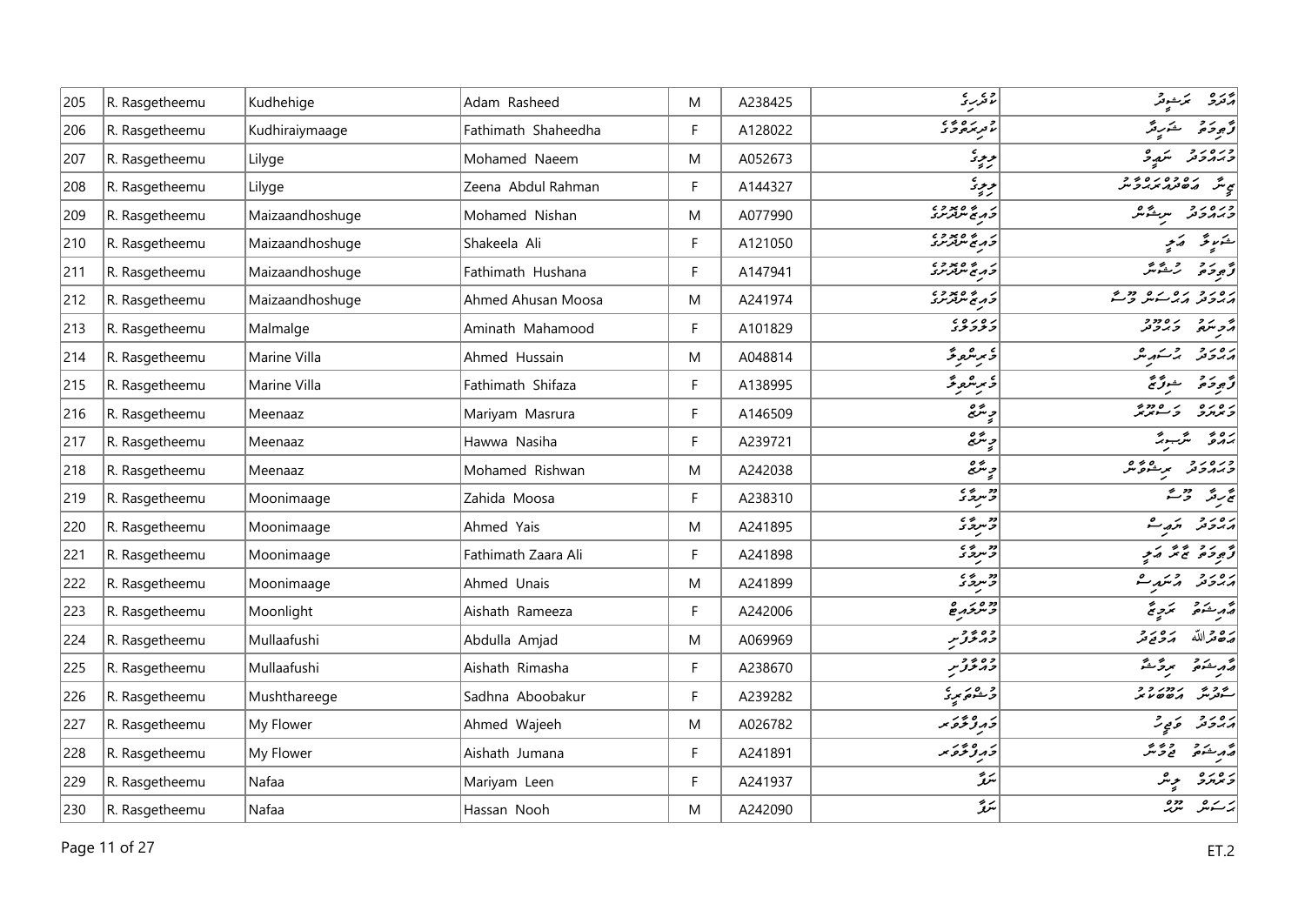| 205 | R. Rasgetheemu | Kudhehige | Adam Rasheed | M | A238425 | ކުދެހިގެ | އާދަމް ރަޝީދު |
|---|---|---|---|---|---|---|---|
| 206 | R. Rasgetheemu | Kudhiraiymaage | Fathimath Shaheedha | F | A128022 | ކުދިރައްމާގެ | ފާތިމަތު ޝަހީދާ |
| 207 | R. Rasgetheemu | Lilyge | Mohamed Naeem | M | A052673 | ލިލީގެ | މުހައްމަދު ނަޢީމް |
| 208 | R. Rasgetheemu | Lilyge | Zeena Abdul Rahman | F | A144327 | ލިލީގެ | ޒީނާ އަބްދުއްރަޙްމާން |
| 209 | R. Rasgetheemu | Maizaandhoshuge | Mohamed Nishan | M | A077990 | މައިޒާންދޮށުގެ | މުހައްމަދު ނިޝާން |
| 210 | R. Rasgetheemu | Maizaandhoshuge | Shakeela Ali | F | A121050 | މައިޒާންދޮށުގެ | ޝަކީލާ ޢަލީ |
| 211 | R. Rasgetheemu | Maizaandhoshuge | Fathimath Hushana | F | A147941 | މައިޒާންދޮށުގެ | ފާތިމަތު ހުށާނާ |
| 212 | R. Rasgetheemu | Maizaandhoshuge | Ahmed Ahusan Moosa | M | A241974 | މައިޒާންދޮށުގެ | އަހުމަދު އަހުސަން މޫސާ |
| 213 | R. Rasgetheemu | Malmalge | Aminath Mahamood | F | A101829 | މަލްމަލްގެ | އާމިނަތު މަހުމޫދު |
| 214 | R. Rasgetheemu | Marine Villa | Ahmed Hussain | M | A048814 | މެރިންވިލާ | އަހުމަދު ހުސައިން |
| 215 | R. Rasgetheemu | Marine Villa | Fathimath Shifaza | F | A138995 | މެރިންވިލާ | ފާތިމަތު ޝިފާޒާ |
| 216 | R. Rasgetheemu | Meenaaz | Mariyam Masrura | F | A146509 | މީނާޒް | މަރިޔަމް މަސްރޫރާ |
| 217 | R. Rasgetheemu | Meenaaz | Hawwa Nasiha | F | A239721 | މީނާޒް | ހައްވާ ނާސިހާ |
| 218 | R. Rasgetheemu | Meenaaz | Mohamed Rishwan | M | A242038 | މީނާޒް | މުހައްމަދު ރިޝްވާން |
| 219 | R. Rasgetheemu | Moonimaage | Zahida Moosa | F | A238310 | މޫނިމާގެ | ޒާހިދާ މޫސާ |
| 220 | R. Rasgetheemu | Moonimaage | Ahmed Yais | M | A241895 | މޫނިމާގެ | އަހުމަދު ޔައިސް |
| 221 | R. Rasgetheemu | Moonimaage | Fathimath Zaara Ali | F | A241898 | މޫނިމާގެ | ފާތިމަތު ޒާރާ ޢަލީ |
| 222 | R. Rasgetheemu | Moonimaage | Ahmed Unais | M | A241899 | މޫނިމާގެ | އަހުމަދު އުނައިސް |
| 223 | R. Rasgetheemu | Moonlight | Aishath Rameeza | F | A242006 | މޫންލައިޓް | އައިޝަތު ރަމީޒާ |
| 224 | R. Rasgetheemu | Mullaafushi | Abdulla Amjad | M | A069969 | މުއްލާފުށި | އަބްދުﷲ އަމްޖަދު |
| 225 | R. Rasgetheemu | Mullaafushi | Aishath Rimasha | F | A238670 | މުއްލާފުށި | އައިޝަތު ރިމާޝާ |
| 226 | R. Rasgetheemu | Mushthareege | Sadhna Aboobakur | F | A239282 | މުޝްތަރީގެ | ސާދްނާ އަބޫބަކުރު |
| 227 | R. Rasgetheemu | My Flower | Ahmed Wajeeh | M | A026782 | މައިފްލާވަރ | އަހުމަދު ވަޖީހު |
| 228 | R. Rasgetheemu | My Flower | Aishath Jumana | F | A241891 | މައިފްލާވަރ | އައިޝަތު ޖުމާނާ |
| 229 | R. Rasgetheemu | Nafaa | Mariyam Leen | F | A241937 | ނަފާ | މަރިޔަމް ލީން |
| 230 | R. Rasgetheemu | Nafaa | Hassan Nooh | M | A242090 | ނަފާ | ހަސަން ނޫޙު |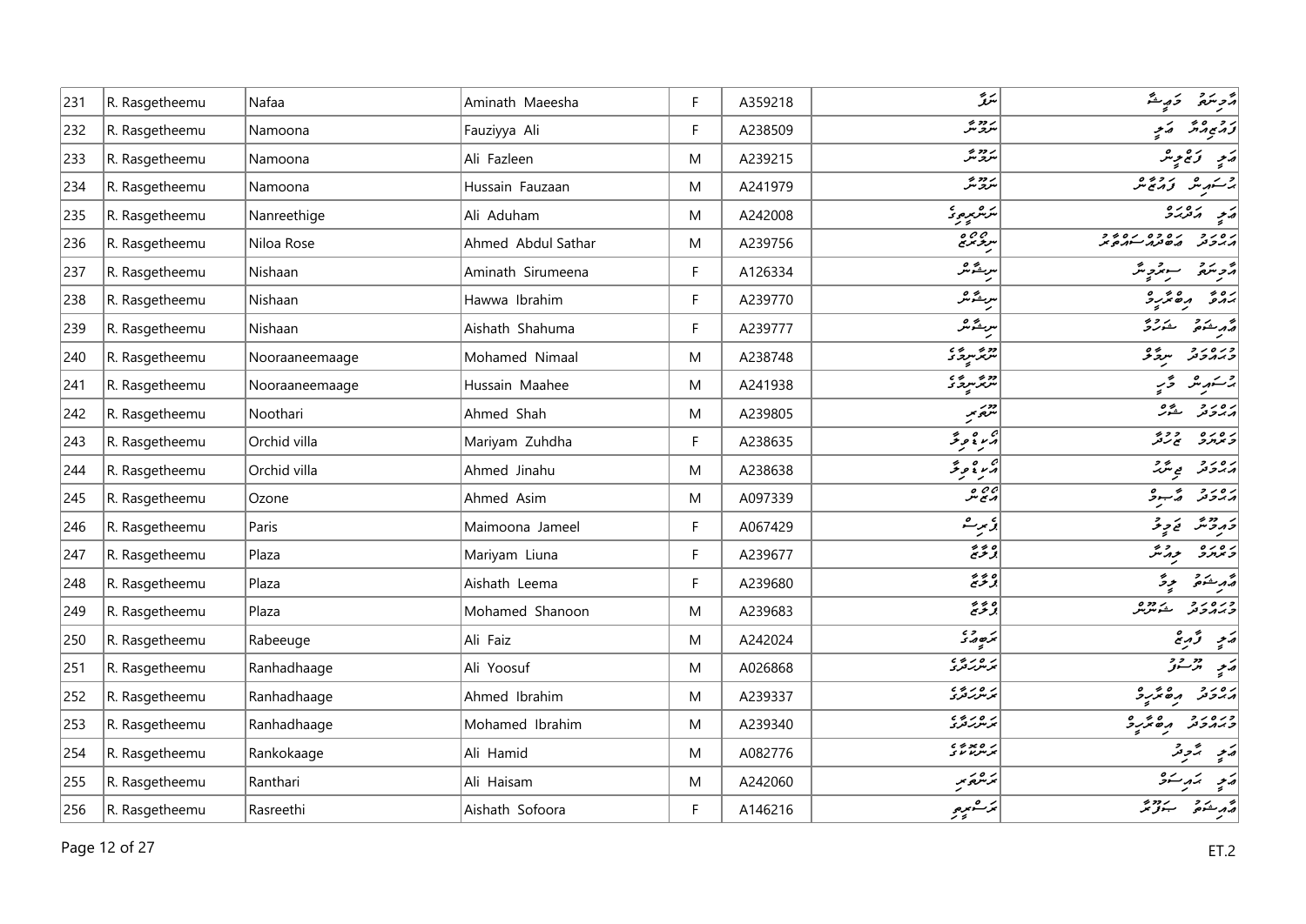| 231 | R. Rasgetheemu | Nafaa | Aminath Maeesha | F | A359218 | سَرَقَ | أَمُرِسَمُ وَمِيشَ |
|---|---|---|---|---|---|---|---|
| 232 | R. Rasgetheemu | Namoona | Fauziyya Ali | F | A238509 | سَرَدُّسَ | وَمُعِيمَرَ مَرِ |
| 233 | R. Rasgetheemu | Namoona | Ali Fazleen | M | A239215 | سَرَدُّسَ | مَرِ وَجْعِيسْ |
| 234 | R. Rasgetheemu | Namoona | Hussain Fauzaan | M | A241979 | سَرَدُّسَ | بُرْسَمِيسْ وَرُيَسْ |
| 235 | R. Rasgetheemu | Nanreethige | Ali Aduham | M | A242008 | سَرْسِرِعِيَ | مَرِ مَعْرَدْ |
| 236 | R. Rasgetheemu | Niloa Rose | Ahmed Abdul Sathar | M | A239756 | سِرْجُرْجُ | مَرْدَدْ مَھْعُرُسْتَمْوَمْرُ |
| 237 | R. Rasgetheemu | Nishaan | Aminath Sirumeena | F | A126334 | سِرِشَمْرْ | أَمُرِسَمُ سِعِرْدِسَ |
| 238 | R. Rasgetheemu | Nishaan | Hawwa Ibrahim | F | A239770 | سِرِشَمْرْ | بَرْمَوْ مِرْھُمُرِدْ |
| 239 | R. Rasgetheemu | Nishaan | Aishath Shahuma | F | A239777 | سِرِشَمْرْ | مَرْمِسَمَوْ شَرْرُوْ |
| 240 | R. Rasgetheemu | Nooraaneemaage | Mohamed Nimaal | M | A238748 | شُرْمَسِرِدُّ | دِبَرَمْدَدْ سِرْدَوْ |
| 241 | R. Rasgetheemu | Nooraaneemaage | Hussain Maahee | M | A241938 | شُرْمَسِرِدُّ | بُرْسَمِيسْ دُرِ |
| 242 | R. Rasgetheemu | Noothari | Ahmed Shah | M | A239805 | شُرْمَرِ | مَرْدَدْ شَرْ |
| 243 | R. Rasgetheemu | Orchid villa | Mariyam Zuhdha | F | A238635 | مُرْعِمُوِدَ | دَمْرِمَرْ دَرْرُتْ |
| 244 | R. Rasgetheemu | Orchid villa | Ahmed Jinahu | M | A238638 | مُرْعِمُوِدَ | مَرْدَدْ جِسَرْ |
| 245 | R. Rasgetheemu | Ozone | Ahmed Asim | M | A097339 | مُرْجُسْ | مَرْدَدْ مَسِدْ |
| 246 | R. Rasgetheemu | Paris | Maimoona Jameel | F | A067429 | يُمِرِسْ | دَمْرِدُّسْ تَحِدْ |
| 247 | R. Rasgetheemu | Plaza | Mariyam Liuna | F | A239677 | پُوْخَجَ | دَمْرِمَرْ دِمْرُسْ |
| 248 | R. Rasgetheemu | Plaza | Aishath Leema | F | A239680 | پُوْخَجَ | مَرْمِسَمَوْ دِدَ |
| 249 | R. Rasgetheemu | Plaza | Mohamed Shanoon | M | A239683 | پُوْخَجَ | دِبَرَمْدَدْ شَسْرُسْ |
| 250 | R. Rasgetheemu | Rabeeuge | Ali Faiz | M | A242024 | بَرَھِمَرِ | مَرِ وُمْرِجْ |
| 251 | R. Rasgetheemu | Ranhadhaage | Ali Yoosuf | M | A026868 | بَرْسَرْدَرِ | مَرِ دُرْسُوْ |
| 252 | R. Rasgetheemu | Ranhadhaage | Ahmed Ibrahim | M | A239337 | بَرْسَرْدَرِ | مَرْدَدْ مِرْھُمُرِدْ |
| 253 | R. Rasgetheemu | Ranhadhaage | Mohamed Ibrahim | M | A239340 | بَرْسَرْدَرِ | دِبَرَمْدَدْ مِرْھُمُرِدْ |
| 254 | R. Rasgetheemu | Rankokaage | Ali Hamid | M | A082776 | بَرْسَرْبَابِ | مَرِ بَرُدِدْ |
| 255 | R. Rasgetheemu | Ranthari | Ali Haisam | M | A242060 | بَرْسْمَوْمِرْ | مَرِ بَرِسَوْ |
| 256 | R. Rasgetheemu | Rasreethi | Aishath Sofoora | F | A146216 | بَرْسْمِرِمِ | مَرْمِسَمَوْ سَوُرُمْ |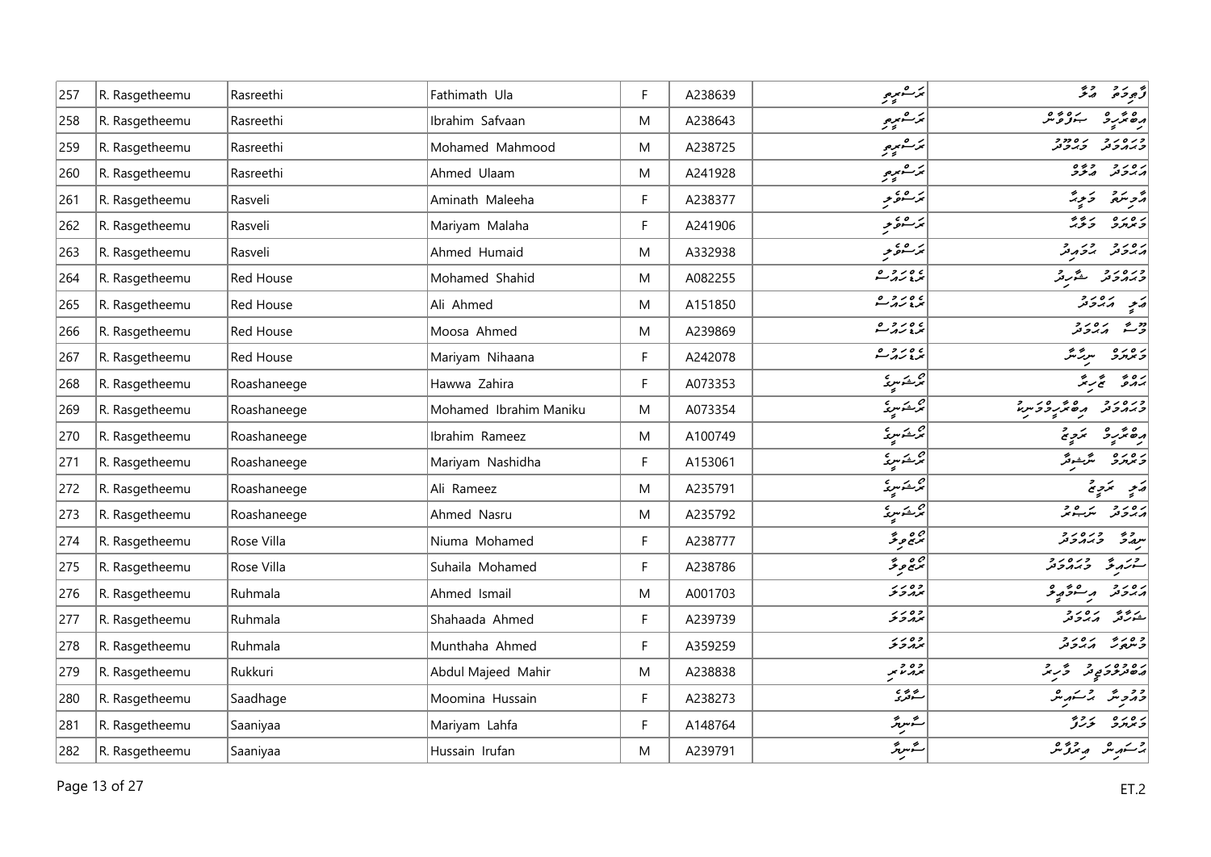| 257 | R. Rasgetheemu | Rasreethi | Fathimath Ula | F | A238639 | ރަސްރީތި | ފާތިމަތު އުލާ |
|---|---|---|---|---|---|---|---|
| 258 | R. Rasgetheemu | Rasreethi | Ibrahim Safvaan | M | A238643 | ރަސްރީތި | އިބްރާހީމް ސަފްވާން |
| 259 | R. Rasgetheemu | Rasreethi | Mohamed Mahmood | M | A238725 | ރަސްރީތި | މުހައްމަދު މަޙްމޫދު |
| 260 | R. Rasgetheemu | Rasreethi | Ahmed Ulaam | M | A241928 | ރަސްރީތި | އަހްމަދު އުލާމް |
| 261 | R. Rasgetheemu | Rasveli | Aminath Maleeha | F | A238377 | ރަސްވެލި | އާމިނަތު މަލީހާ |
| 262 | R. Rasgetheemu | Rasveli | Mariyam Malaha | F | A241906 | ރަސްވެލި | މަރިޔަމް މަލަހާ |
| 263 | R. Rasgetheemu | Rasveli | Ahmed Humaid | M | A332938 | ރަސްވެލި | އަހްމަދު ހުމައިދު |
| 264 | R. Rasgetheemu | Red House | Mohamed Shahid | M | A082255 | ރެޑްހައުސް | މުހައްމަދު ޝާހިދު |
| 265 | R. Rasgetheemu | Red House | Ali Ahmed | M | A151850 | ރެޑްހައުސް | އަލި އަހްމަދު |
| 266 | R. Rasgetheemu | Red House | Moosa Ahmed | M | A239869 | ރެޑްހައުސް | މޫސާ އަހްމަދު |
| 267 | R. Rasgetheemu | Red House | Mariyam Nihaana | F | A242078 | ރެޑްހައުސް | މަރިޔަމް ނިހާނާ |
| 268 | R. Rasgetheemu | Roashaneege | Hawwa Zahira | F | A073353 | ރޯޝަނީގެ | ހައްވާ ޒާހިރާ |
| 269 | R. Rasgetheemu | Roashaneege | Mohamed Ibrahim Maniku | M | A073354 | ރޯޝަނީގެ | މުހައްމަދު އިބްރާހިމްމަނިކު |
| 270 | R. Rasgetheemu | Roashaneege | Ibrahim Rameez | M | A100749 | ރޯޝަނީގެ | އިބްރާހިމް ރަމީޒު |
| 271 | R. Rasgetheemu | Roashaneege | Mariyam Nashidha | F | A153061 | ރޯޝަނީގެ | މަރިޔަމް ނާޝިދާ |
| 272 | R. Rasgetheemu | Roashaneege | Ali Rameez | M | A235791 | ރޯޝަނީގެ | އަލި ރަމީޒު |
| 273 | R. Rasgetheemu | Roashaneege | Ahmed Nasru | M | A235792 | ރޯޝަނީގެ | އަހްމަދު ނަސްރު |
| 274 | R. Rasgetheemu | Rose Villa | Niuma Mohamed | F | A238777 | ރޯޒްވިލާ | ނިއުމާ މުހައްމަދު |
| 275 | R. Rasgetheemu | Rose Villa | Suhaila Mohamed | F | A238786 | ރޯޒްވިލާ | ސުހައިލާ މުހައްމަދު |
| 276 | R. Rasgetheemu | Ruhmala | Ahmed Ismail | M | A001703 | ރުހްމަލާ | އަހްމަދު އިސްމާއީލް |
| 277 | R. Rasgetheemu | Ruhmala | Shahaada Ahmed | F | A239739 | ރުހްމަލާ | ޝަހާދާ އަހްމަދު |
| 278 | R. Rasgetheemu | Ruhmala | Munthaha Ahmed | F | A359259 | ރުހްމަލާ | މުންތަހާ އަހްމަދު |
| 279 | R. Rasgetheemu | Rukkuri | Abdul Majeed Mahir | M | A238838 | ރުއްކުރި | އަބްދުލްމަޖީދު މާހިރު |
| 280 | R. Rasgetheemu | Saadhage | Moomina Hussain | F | A238273 | ސާދަގެ | މޫމިނާ ހުސައިން |
| 281 | R. Rasgetheemu | Saaniyaa | Mariyam Lahfa | F | A148764 | ސާނިޔާ | މަރިޔަމް ލަހުފާ |
| 282 | R. Rasgetheemu | Saaniyaa | Hussain Irufan | M | A239791 | ސާނިޔާ | ހުސައިން އިރުފާން |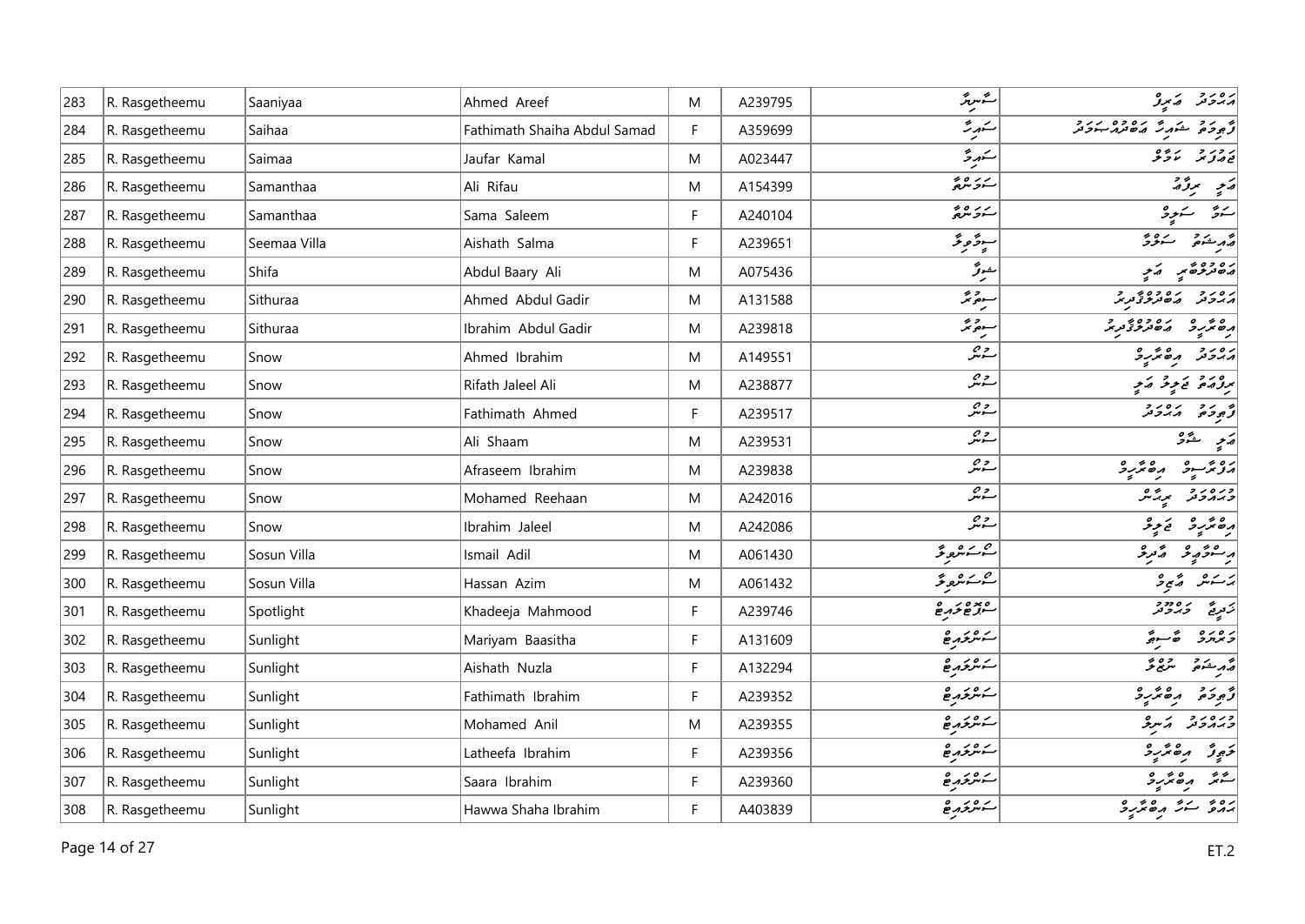| 283 | R. Rasgetheemu | Saaniyaa | Ahmed Areef | M | A239795 | ސާނިޔާ | އަޙްމަދު އަރީފް |
|---|---|---|---|---|---|---|---|
| 284 | R. Rasgetheemu | Saihaa | Fathimath Shaiha Abdul Samad | F | A359699 | ސައިހާ | ފާތިމަތު ޝައިހާ އަބްދުލް ސަމަދު |
| 285 | R. Rasgetheemu | Saimaa | Jaufar Kamal | M | A023447 | ސައިމާ | ޖައުފަރު ކަމާލް |
| 286 | R. Rasgetheemu | Samanthaa | Ali Rifau | M | A154399 | ސަމަންތާ | އަލި ރިފާއު |
| 287 | R. Rasgetheemu | Samanthaa | Sama Saleem | F | A240104 | ސަމަންތާ | ސަމާ ސަލީމް |
| 288 | R. Rasgetheemu | Seemaa Villa | Aishath Salma | F | A239651 | ސީމާވިލާ | އާއިޝަތު ސަލްމާ |
| 289 | R. Rasgetheemu | Shifa | Abdul Baary Ali | M | A075436 | ޝިފާ | އަބްދުލްބާރީ އަލި |
| 290 | R. Rasgetheemu | Sithuraa | Ahmed Abdul Gadir | M | A131588 | ސިތުރާ | އަޙްމަދު އަބްދުލްގާދިރު |
| 291 | R. Rasgetheemu | Sithuraa | Ibrahim Abdul Gadir | M | A239818 | ސިތުރާ | އިބްރާހީމް އަބްދުލްގާދިރު |
| 292 | R. Rasgetheemu | Snow | Ahmed Ibrahim | M | A149551 | ސްނޯ | އަޙްމަދު އިބްރާހީމް |
| 293 | R. Rasgetheemu | Snow | Rifath Jaleel Ali | M | A238877 | ސްނޯ | ރިފްއަތު ޖަލީލް އަލި |
| 294 | R. Rasgetheemu | Snow | Fathimath Ahmed | F | A239517 | ސްނޯ | ފާތިމަތު އަޙްމަދު |
| 295 | R. Rasgetheemu | Snow | Ali Shaam | M | A239531 | ސްނޯ | އަލި ޝާމް |
| 296 | R. Rasgetheemu | Snow | Afraseem Ibrahim | M | A239838 | ސްނޯ | އަފްރަސީމް އިބްރާހީމް |
| 297 | R. Rasgetheemu | Snow | Mohamed Reehaan | M | A242016 | ސްނޯ | މުޙައްމަދު ރީހާން |
| 298 | R. Rasgetheemu | Snow | Ibrahim Jaleel | M | A242086 | ސްނޯ | އިބްރާހީމް ޖަލީލް |
| 299 | R. Rasgetheemu | Sosun Villa | Ismail Adil | M | A061430 | ސޮސުންވިލާ | އިސްމާޢީލް އާދިލް |
| 300 | R. Rasgetheemu | Sosun Villa | Hassan Azim | M | A061432 | ސޮސުންވިލާ | ޙަސަން އާޒިމް |
| 301 | R. Rasgetheemu | Spotlight | Khadeeja Mahmood | F | A239746 | ސްޕޮޓްލައިޓް | ޚަދީޖާ މަޙްމޫދު |
| 302 | R. Rasgetheemu | Sunlight | Mariyam Baasitha | F | A131609 | ސަންލައިޓް | މަރިޔަމް ބާސިތާ |
| 303 | R. Rasgetheemu | Sunlight | Aishath Nuzla | F | A132294 | ސަންލައިޓް | އާއިޝަތު ނުޒްލާ |
| 304 | R. Rasgetheemu | Sunlight | Fathimath Ibrahim | F | A239352 | ސަންލައިޓް | ފާތިމަތު އިބްރާހީމް |
| 305 | R. Rasgetheemu | Sunlight | Mohamed Anil | M | A239355 | ސަންލައިޓް | މުޙައްމަދު އަނިލް |
| 306 | R. Rasgetheemu | Sunlight | Latheefa Ibrahim | F | A239356 | ސަންލައިޓް | ލަތީފާ އިބްރާހީމް |
| 307 | R. Rasgetheemu | Sunlight | Saara Ibrahim | F | A239360 | ސަންލައިޓް | ސާރާ އިބްރާހީމް |
| 308 | R. Rasgetheemu | Sunlight | Hawwa Shaha Ibrahim | F | A403839 | ސަންލައިޓް | ޙައްވާ ޝަހާ އިބްރާހީމް |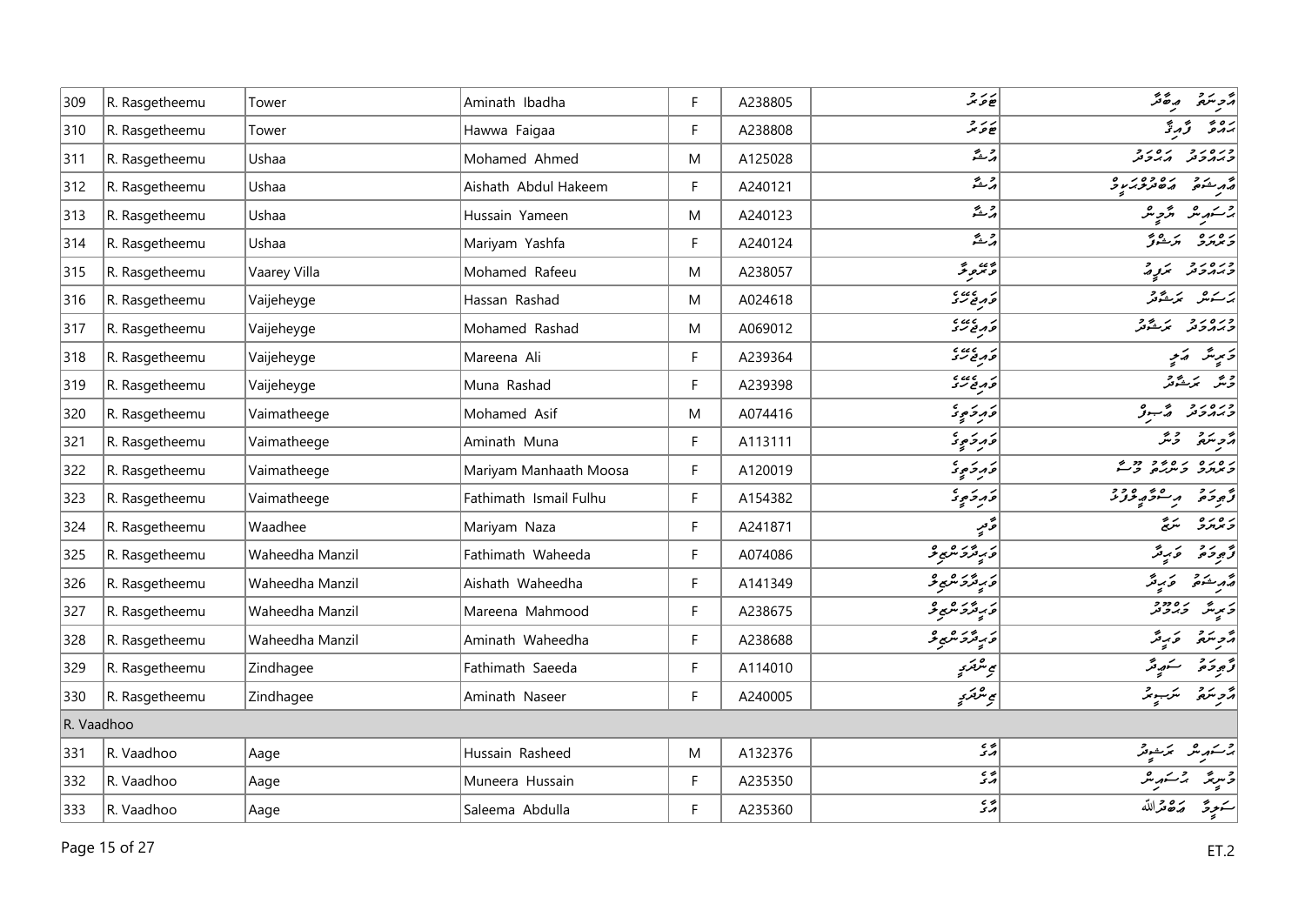| 309 | R. Rasgetheemu | Tower | Aminath Ibadha | F | A238805 | ޓަވަރ | އާމިނަތު އިބާދާ |
|---|---|---|---|---|---|---|---|
| 310 | R. Rasgetheemu | Tower | Hawwa Faigaa | F | A238808 | ޓަވަރ | ހައްވާ ފައިގާ |
| 311 | R. Rasgetheemu | Ushaa | Mohamed Ahmed | M | A125028 | އުޝާ | މުހައްމަދު އަހުމަދު |
| 312 | R. Rasgetheemu | Ushaa | Aishath Abdul Hakeem | F | A240121 | އުޝާ | އައިޝަތު އަބްދުލްހަކީމް |
| 313 | R. Rasgetheemu | Ushaa | Hussain Yameen | M | A240123 | އުޝާ | ހުސައިން ޔާމީން |
| 314 | R. Rasgetheemu | Ushaa | Mariyam Yashfa | F | A240124 | އުޝާ | މަރިޔަމް ޔަޝްފާ |
| 315 | R. Rasgetheemu | Vaarey Villa | Mohamed Rafeeu | M | A238057 | ވާރޭވިލާ | މުހައްމަދު ރަފީއު |
| 316 | R. Rasgetheemu | Vaijeheyge | Hassan Rashad | M | A024618 | ވައިޖެހޭގެ | ހަސަން ރަޝާދު |
| 317 | R. Rasgetheemu | Vaijeheyge | Mohamed Rashad | M | A069012 | ވައިޖެހޭގެ | މުހައްމަދު ރަޝާދު |
| 318 | R. Rasgetheemu | Vaijeheyge | Mareena Ali | F | A239364 | ވައިޖެހޭގެ | މަރީނާ އަލި |
| 319 | R. Rasgetheemu | Vaijeheyge | Muna Rashad | F | A239398 | ވައިޖެހޭގެ | މުނާ ރަޝާދު |
| 320 | R. Rasgetheemu | Vaimatheege | Mohamed Asif | M | A074416 | ވައިމަތީގެ | މުހައްމަދު އާސިފު |
| 321 | R. Rasgetheemu | Vaimatheege | Aminath Muna | F | A113111 | ވައިމަތީގެ | އާމިނަތު މުނާ |
| 322 | R. Rasgetheemu | Vaimatheege | Mariyam Manhaath Moosa | F | A120019 | ވައިމަތީގެ | މަރިޔަމް މަންހާތު މޫސާ |
| 323 | R. Rasgetheemu | Vaimatheege | Fathimath Ismail Fulhu | F | A154382 | ވައިމަތީގެ | ފާތިމަތު އިސްމާއިލްފުޅު |
| 324 | R. Rasgetheemu | Waadhee | Mariyam Naza | F | A241871 | ވާދީ | މަރިޔަމް ނަޒާ |
| 325 | R. Rasgetheemu | Waheedha Manzil | Fathimath Waheeda | F | A074086 | ވަޙީދާމަންޒިލް | ފާތިމަތު ވަޙީދާ |
| 326 | R. Rasgetheemu | Waheedha Manzil | Aishath Waheedha | F | A141349 | ވަޙީދާމަންޒިލް | އައިޝަތު ވަޙީދާ |
| 327 | R. Rasgetheemu | Waheedha Manzil | Mareena Mahmood | F | A238675 | ވަޙީދާމަންޒިލް | މަރީނާ މަޙްމޫދު |
| 328 | R. Rasgetheemu | Waheedha Manzil | Aminath Waheedha | F | A238688 | ވަޙީދާމަންޒިލް | އާމިނަތު ވަޙީދާ |
| 329 | R. Rasgetheemu | Zindhagee | Fathimath Saeeda | F | A114010 | ޒިންދަގީ | ފާތިމަތު ސައީދާ |
| 330 | R. Rasgetheemu | Zindhagee | Aminath Naseer | F | A240005 | ޒިންދަގީ | އާމިނަތު ނަސީރު |
| R. Vaadhoo | | | | | | | |
| 331 | R. Vaadhoo | Aage | Hussain Rasheed | M | A132376 | އާގެ | ހުސައިން ރަޝީދު |
| 332 | R. Vaadhoo | Aage | Muneera Hussain | F | A235350 | އާގެ | މުނީރާ ހުސައިން |
| 333 | R. Vaadhoo | Aage | Saleema Abdulla | F | A235360 | އާގެ | ސަލީމާ އަބްދުﷲ |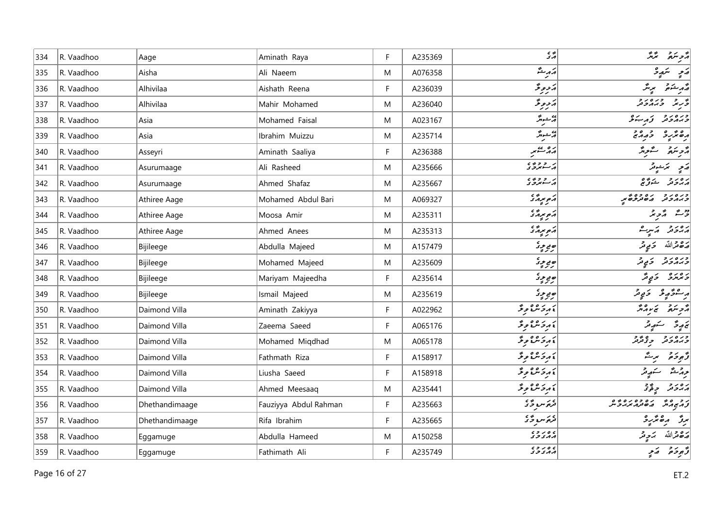| 334 | R. Vaadhoo | Aage | Aminath Raya | F | A235369 | އާގެ | އާމިނަތު ރާޔާ |
|---|---|---|---|---|---|---|---|
| 335 | R. Vaadhoo | Aisha | Ali Naeem | M | A076358 | އައިޝާ | އަލީ ނައީމް |
| 336 | R. Vaadhoo | Alhivilaa | Aishath Reena | F | A236039 | އަލިވިލާ | އާއިޝަތު ރީނާ |
| 337 | R. Vaadhoo | Alhivilaa | Mahir Mohamed | M | A236040 | އަލިވިލާ | މާހިރު މުހައްމަދު |
| 338 | R. Vaadhoo | Asia | Mohamed Faisal | M | A023167 | އޭޝިއާ | މުހައްމަދު ފައިސަލް |
| 339 | R. Vaadhoo | Asia | Ibrahim Muizzu | M | A235714 | އޭޝިއާ | އިބްރާހިމް މުޢިއްޒު |
| 340 | R. Vaadhoo | Asseyri | Aminath Saaliya | F | A236388 | އައްސޭރި | އާމިނަތު ސާލިޔާ |
| 341 | R. Vaadhoo | Asurumaage | Ali Rasheed | M | A235666 | އަސުރުމާގެ | އަލީ ރަޝީދު |
| 342 | R. Vaadhoo | Asurumaage | Ahmed Shafaz | M | A235667 | އަސުރުމާގެ | އަޙްމަދު ޝަފާޒު |
| 343 | R. Vaadhoo | Athiree Aage | Mohamed Abdul Bari | M | A069327 | އަތިރީއާގެ | މުހައްމަދު ޢަބްދުލްބާރީ |
| 344 | R. Vaadhoo | Athiree Aage | Moosa Amir | M | A235311 | އަތިރީއާގެ | މޫސާ އާމިރު |
| 345 | R. Vaadhoo | Athiree Aage | Ahmed Anees | M | A235313 | އަތިރީއާގެ | އަޙްމަދު އަނީސް |
| 346 | R. Vaadhoo | Bijileege | Abdulla Majeed | M | A157479 | ބިޖިލީގެ | ޢަބްދުﷲ މަޖީދު |
| 347 | R. Vaadhoo | Bijileege | Mohamed Majeed | M | A235609 | ބިޖިލީގެ | މުހައްމަދު މަޖީދު |
| 348 | R. Vaadhoo | Bijileege | Mariyam Majeedha | F | A235614 | ބިޖިލީގެ | މަރިޔަމް މަޖީދާ |
| 349 | R. Vaadhoo | Bijileege | Ismail Majeed | M | A235619 | ބިޖިލީގެ | އިސްމާޢީލް މަޖީދު |
| 350 | R. Vaadhoo | Daimond Villa | Aminath Zakiyya | F | A022962 | ޑައިމަންޑްވިލާ | އާމިނަތު ޒަކިއްޔާ |
| 351 | R. Vaadhoo | Daimond Villa | Zaeema Saeed | F | A065176 | ޑައިމަންޑްވިލާ | ޒަޢީމާ ސަޢީދު |
| 352 | R. Vaadhoo | Daimond Villa | Mohamed Miqdhad | M | A065178 | ޑައިމަންޑްވިލާ | މުހައްމަދު މިޤްދާދު |
| 353 | R. Vaadhoo | Daimond Villa | Fathmath Riza | F | A158917 | ޑައިމަންޑްވިލާ | ފާތިމަތު ރިޟާ |
| 354 | R. Vaadhoo | Daimond Villa | Liusha Saeed | F | A158918 | ޑައިމަންޑްވިލާ | ލިއުޝާ ސަޢީދު |
| 355 | R. Vaadhoo | Daimond Villa | Ahmed Meesaaq | M | A235441 | ޑައިމަންޑްވިލާ | އަޙްމަދު މީސާޤު |
| 356 | R. Vaadhoo | Dhethandimaage | Fauziyya Abdul Rahman | F | A235663 | ދެތަނދިމާގެ | ފައުޒިއްޔާ ޢަބްދުއްރަޙްމާން |
| 357 | R. Vaadhoo | Dhethandimaage | Rifa Ibrahim | F | A235665 | ދެތަނދިމާގެ | ރިފާ އިބްރާހިމް |
| 358 | R. Vaadhoo | Eggamuge | Abdulla Hameed | M | A150258 | އެގަމުގެ | ޢަބްދުﷲ ހަމީދު |
| 359 | R. Vaadhoo | Eggamuge | Fathimath Ali | F | A235749 | އެގަމުގެ | ފާތިމަތު އަލީ |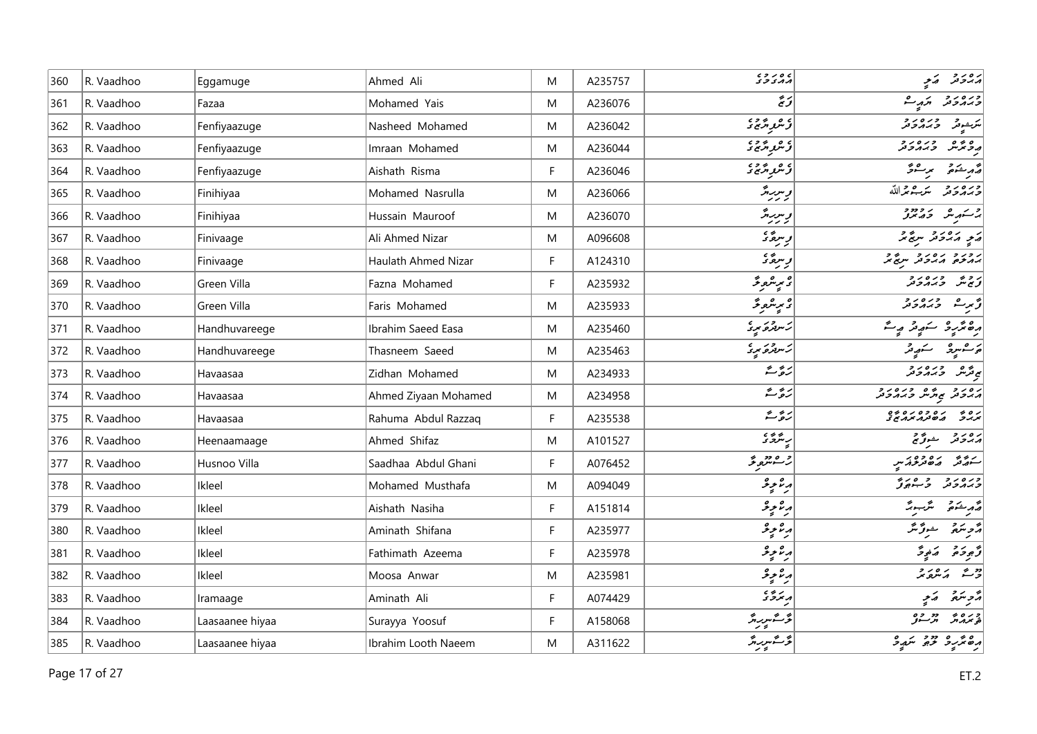| 360 | R. Vaadhoo | Eggamuge | Ahmed Ali | M | A235757 | ގެއްގަމުގެ | އަހުމަދު އަލި |
|---|---|---|---|---|---|---|---|
| 361 | R. Vaadhoo | Fazaa | Mohamed Yais | M | A236076 | ފަޒާ | މުހައްމަދު ޔައިސް |
| 362 | R. Vaadhoo | Fenfiyaazuge | Nasheed Mohamed | M | A236042 | ފެންފިޔާޒުގެ | ނަޝީދު މުހައްމަދު |
| 363 | R. Vaadhoo | Fenfiyaazuge | Imraan Mohamed | M | A236044 | ފެންފިޔާޒުގެ | އިމްރާން މުހައްމަދު |
| 364 | R. Vaadhoo | Fenfiyaazuge | Aishath Risma | F | A236046 | ފެންފިޔާޒުގެ | އައިޝަތު ރިސްމާ |
| 365 | R. Vaadhoo | Finihiyaa | Mohamed Nasrulla | M | A236066 | ފިނިހިޔާ | މުހައްމަދު ނަޞްރުﷲ |
| 366 | R. Vaadhoo | Finihiyaa | Hussain Mauroof | M | A236070 | ފިނިހިޔާ | ހުސައިން މައުރޫފު |
| 367 | R. Vaadhoo | Finivaage | Ali Ahmed Nizar | M | A096608 | ފިނިވާގެ | އަލި އަހުމަދު ނިޒާރު |
| 368 | R. Vaadhoo | Finivaage | Haulath Ahmed Nizar | F | A124310 | ފިނިވާގެ | ހައުލަތު އަހުމަދު ނިޒާރު |
| 369 | R. Vaadhoo | Green Villa | Fazna Mohamed | F | A235932 | ގްރީންވިލާ | ފަޒްނާ މުހައްމަދު |
| 370 | R. Vaadhoo | Green Villa | Faris Mohamed | M | A235933 | ގްރީންވިލާ | ފާރިސް މުހައްމަދު |
| 371 | R. Vaadhoo | Handhuvareege | Ibrahim Saeed Easa | M | A235460 | ހަނދުވަރީގެ | އިބްރާހީމް ސަޢީދު ޢީސާ |
| 372 | R. Vaadhoo | Handhuvareege | Thasneem Saeed | M | A235463 | ހަނދުވަރީގެ | ތަސްނީމް ސަޢީދު |
| 373 | R. Vaadhoo | Havaasaa | Zidhan Mohamed | M | A234933 | ހަވާސާ | ޒިދާން މުހައްމަދު |
| 374 | R. Vaadhoo | Havaasaa | Ahmed Ziyaan Mohamed | M | A234958 | ހަވާސާ | އަހުމަދު ޒިޔާން މުހައްމަދު |
| 375 | R. Vaadhoo | Havaasaa | Rahuma Abdul Razzaq | F | A235538 | ހަވާސާ | ރަހުމާ އަބްދުއްރައްޒާޤު |
| 376 | R. Vaadhoo | Heenaamaage | Ahmed Shifaz | M | A101527 | ހީނާމާގެ | އަހުމަދު ޝިފާޒު |
| 377 | R. Vaadhoo | Husnoo Villa | Saadhaa Abdul Ghani | F | A076452 | ހުސްނޫވިލާ | ސަޢްދާ އަބްދުލްޣަނީ |
| 378 | R. Vaadhoo | Ikleel | Mohamed Musthafa | M | A094049 | އިކްލީލް | މުހައްމަދު މުސްތަފާ |
| 379 | R. Vaadhoo | Ikleel | Aishath Nasiha | F | A151814 | އިކްލީލް | އައިޝަތު ނާސިހާ |
| 380 | R. Vaadhoo | Ikleel | Aminath Shifana | F | A235977 | އިކްލީލް | އާމިނަތު ޝިފާނާ |
| 381 | R. Vaadhoo | Ikleel | Fathimath Azeema | F | A235978 | އިކްލީލް | ފާތިމަތު ޢަޒީމާ |
| 382 | R. Vaadhoo | Ikleel | Moosa Anwar | M | A235981 | އިކްލީލް | މޫސާ އަންވަރު |
| 383 | R. Vaadhoo | Iramaage | Aminath Ali | F | A074429 | އިރަމާގެ | އާމިނަތު އަލި |
| 384 | R. Vaadhoo | Laasaanee hiyaa | Surayya Yoosuf | F | A158068 | ލާސާނީހިޔާ | ޘުރައްޔާ ޔޫސުފް |
| 385 | R. Vaadhoo | Laasaanee hiyaa | Ibrahim Looth Naeem | M | A311622 | ލާސާނީހިޔާ | އިބްރާހީމް ލޫތު ނަޢީމް |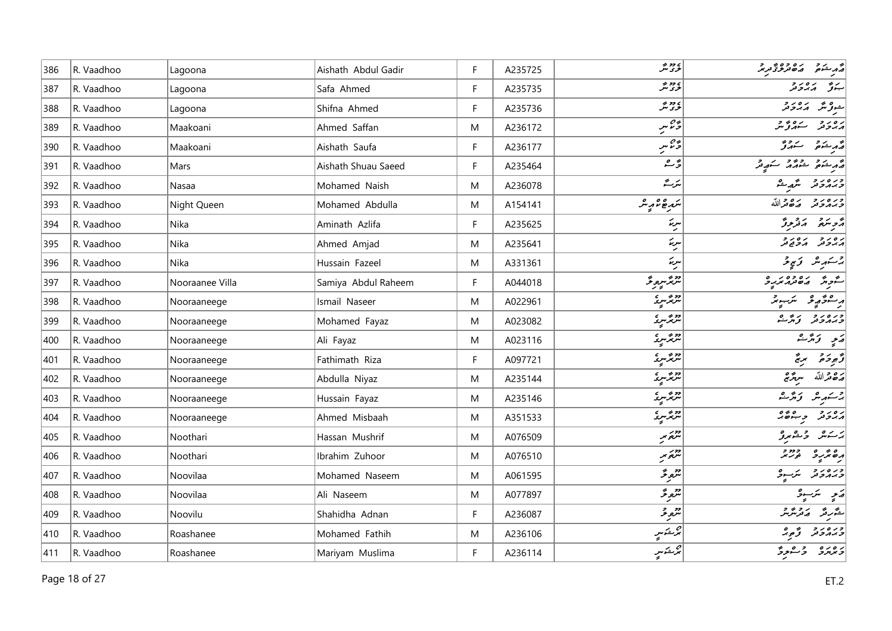| 386 | R. Vaadhoo | Lagoona | Aishath Abdul Gadir | F | A235725 | ލަގޫނާ | އައިޝަތު އަބްދުލްގާދިރު |
|---|---|---|---|---|---|---|---|
| 387 | R. Vaadhoo | Lagoona | Safa Ahmed | F | A235735 | ލަގޫނާ | ސަފާ އަޙްމަދު |
| 388 | R. Vaadhoo | Lagoona | Shifna Ahmed | F | A235736 | ލަގޫނާ | ޝިފްނާ އަޙްމަދު |
| 389 | R. Vaadhoo | Maakoani | Ahmed Saffan | M | A236172 | މާކޯނި | އަޙްމަދު ސައްފާން |
| 390 | R. Vaadhoo | Maakoani | Aishath Saufa | F | A236177 | މާކޯނި | އައިޝަތު ސައުފާ |
| 391 | R. Vaadhoo | Mars | Aishath Shuau Saeed | F | A235464 | މާސް | އައިޝަތު ޝުއާއު ސައީދު |
| 392 | R. Vaadhoo | Nasaa | Mohamed Naish | M | A236078 | ނަސާ | މުޙައްމަދު ނާއިޝް |
| 393 | R. Vaadhoo | Night Queen | Mohamed Abdulla | M | A154141 | ނައިޓްކުއީން | މުޙައްމަދު އަބްދުﷲ |
| 394 | R. Vaadhoo | Nika | Aminath Azlifa | F | A235625 | ނިކަ | އާމިނަތު އަޒްލިފާ |
| 395 | R. Vaadhoo | Nika | Ahmed Amjad | M | A235641 | ނިކަ | އަޙްމަދު އަމްޖަދު |
| 396 | R. Vaadhoo | Nika | Hussain Fazeel | M | A331361 | ނިކަ | ޙުސައިން ފަޒީލް |
| 397 | R. Vaadhoo | Nooraanee Villa | Samiya Abdul Raheem | F | A044018 | ނޫރާނީވިލާ | ސާމިޔާ އަބްދުއްރަޙީމް |
| 398 | R. Vaadhoo | Nooraaneege | Ismail Naseer | M | A022961 | ނޫރާނީގެ | އިސްމާއީލް ނަސީރު |
| 399 | R. Vaadhoo | Nooraaneege | Mohamed Fayaz | M | A023082 | ނޫރާނީގެ | މުޙައްމަދު ފައްޔާޒް |
| 400 | R. Vaadhoo | Nooraaneege | Ali Fayaz | M | A023116 | ނޫރާނީގެ | އަލި ފައްޔާޒް |
| 401 | R. Vaadhoo | Nooraaneege | Fathimath Riza | F | A097721 | ނޫރާނީގެ | ފާތިމަތު ރިޒާ |
| 402 | R. Vaadhoo | Nooraaneege | Abdulla Niyaz | M | A235144 | ނޫރާނީގެ | އަބްދުﷲ ނިޔާޒް |
| 403 | R. Vaadhoo | Nooraaneege | Hussain Fayaz | M | A235146 | ނޫރާނީގެ | ޙުސައިން ފައްޔާޒް |
| 404 | R. Vaadhoo | Nooraaneege | Ahmed Misbaah | M | A351533 | ނޫރާނީގެ | އަޙްމަދު މިސްބާޙް |
| 405 | R. Vaadhoo | Noothari | Hassan Mushrif | M | A076509 | ނޫތަރި | ޙަސަން މުޝްރިފް |
| 406 | R. Vaadhoo | Noothari | Ibrahim Zuhoor | M | A076510 | ނޫތަރި | އިބްރާހީމް ޒުހޫރު |
| 407 | R. Vaadhoo | Noovilaa | Mohamed Naseem | M | A061595 | ނޫވިލާ | މުޙައްމަދު ނަސީމް |
| 408 | R. Vaadhoo | Noovilaa | Ali Naseem | M | A077897 | ނޫވިލާ | އަލި ނަސީމް |
| 409 | R. Vaadhoo | Noovilu | Shahidha Adnan | F | A236087 | ނޫވިލު | ޝާހިދާ އަދުނާން |
| 410 | R. Vaadhoo | Roashanee | Mohamed Fathih | M | A236106 | ރޯޝަނީ | މުޙައްމަދު ފާތިޙް |
| 411 | R. Vaadhoo | Roashanee | Mariyam Muslima | F | A236114 | ރޯޝަނީ | މަރިޔަމް މުސްލިމާ |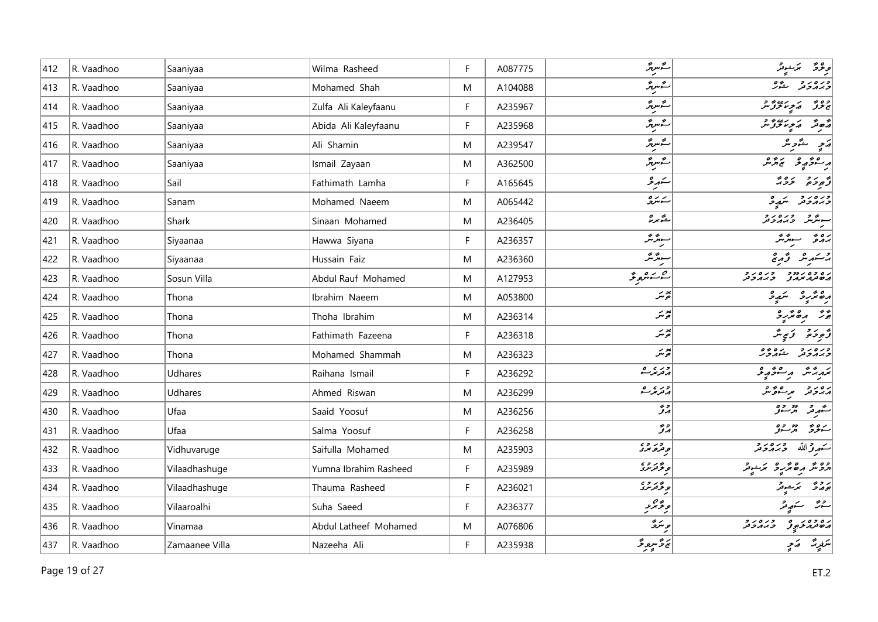| 412 | R. Vaadhoo | Saaniyaa | Wilma Rasheed | F | A087775 | ސާނިޔާ | ވިލްމާ ރަޝީދު |
|---|---|---|---|---|---|---|---|
| 413 | R. Vaadhoo | Saaniyaa | Mohamed Shah | M | A104088 | ސާނިޔާ | މުހައްމަދު ޝާހް |
| 414 | R. Vaadhoo | Saaniyaa | Zulfa Ali Kaleyfaanu | F | A235967 | ސާނިޔާ | ޒުލްފާ އަލިކަލޭފާނު |
| 415 | R. Vaadhoo | Saaniyaa | Abida Ali Kaleyfaanu | F | A235968 | ސާނިޔާ | އާބިދާ އަލިކަލޭފާނު |
| 416 | R. Vaadhoo | Saaniyaa | Ali Shamin | M | A239547 | ސާނިޔާ | އަލި ޝާމިން |
| 417 | R. Vaadhoo | Saaniyaa | Ismail Zayaan | M | A362500 | ސާނިޔާ | އިސްމާޢީލް ޒަޔާން |
| 418 | R. Vaadhoo | Sail | Fathimath Lamha | F | A165645 | ސައިލް | ފާތިމަތު ލަމްހާ |
| 419 | R. Vaadhoo | Sanam | Mohamed Naeem | M | A065442 | ސަނަމް | މުހައްމަދު ނަޢީމް |
| 420 | R. Vaadhoo | Shark | Sinaan Mohamed | M | A236405 | ޝާކް | ސިނާން މުހައްމަދު |
| 421 | R. Vaadhoo | Siyaanaa | Hawwa Siyana | F | A236357 | ސިޔާނާ | ހައްވާ ސިޔާނާ |
| 422 | R. Vaadhoo | Siyaanaa | Hussain Faiz | M | A236360 | ސިޔާނާ | ހުސައިން ފާއިޒް |
| 423 | R. Vaadhoo | Sosun Villa | Abdul Rauf Mohamed | M | A127953 | ސޯސަންވިލާ | އަބްދުއްރައޫފް މުހައްމަދު |
| 424 | R. Vaadhoo | Thona | Ibrahim Naeem | M | A053800 | ތޯނަ | އިބްރާހީމް ނަޢީމް |
| 425 | R. Vaadhoo | Thona | Thoha Ibrahim | M | A236314 | ތޯނަ | ތޯހާ އިބްރާހީމް |
| 426 | R. Vaadhoo | Thona | Fathimath Fazeena | F | A236318 | ތޯނަ | ފާތިމަތު ފަޒީނާ |
| 427 | R. Vaadhoo | Thona | Mohamed Shammah | M | A236323 | ތޯނަ | މުހައްމަދު ޝައްމާހް |
| 428 | R. Vaadhoo | Udhares | Raihana Ismail | F | A236292 | އުދަރެސް | ރައިހާނާ އިސްމާޢީލް |
| 429 | R. Vaadhoo | Udhares | Ahmed Riswan | M | A236299 | އުދަރެސް | އަހުމަދު ރިސްވާން |
| 430 | R. Vaadhoo | Ufaa | Saaid Yoosuf | M | A236256 | އުފާ | ސާއިދު ޔޫސުފު |
| 431 | R. Vaadhoo | Ufaa | Salma Yoosuf | F | A236258 | އުފާ | ސަލްމާ ޔޫސުފު |
| 432 | R. Vaadhoo | Vidhuvaruge | Saifulla Mohamed | M | A235903 | ވިދުވަރުގެ | ސައިފުﷲ މުހައްމަދު |
| 433 | R. Vaadhoo | Vilaadhashuge | Yumna Ibrahim Rasheed | F | A235989 | ވިލާދަށުގެ | ޔުމްނާ އިބްރާހީމް ރަޝީދު |
| 434 | R. Vaadhoo | Vilaadhashuge | Thauma Rasheed | F | A236021 | ވިލާދަށުގެ | ތައުމާ ރަޝީދު |
| 435 | R. Vaadhoo | Vilaaroalhi | Suha Saeed | F | A236377 | ވިލާރޯޅި | ސުހާ ސަޢީދު |
| 436 | R. Vaadhoo | Vinamaa | Abdul Latheef Mohamed | M | A076806 | ވިނަމާ | އަބްދުއްލަތީފް މުހައްމަދު |
| 437 | R. Vaadhoo | Zamaanee Villa | Nazeeha Ali | F | A235938 | ޒަމާނީވިލާ | ނަޒީހާ އަލި |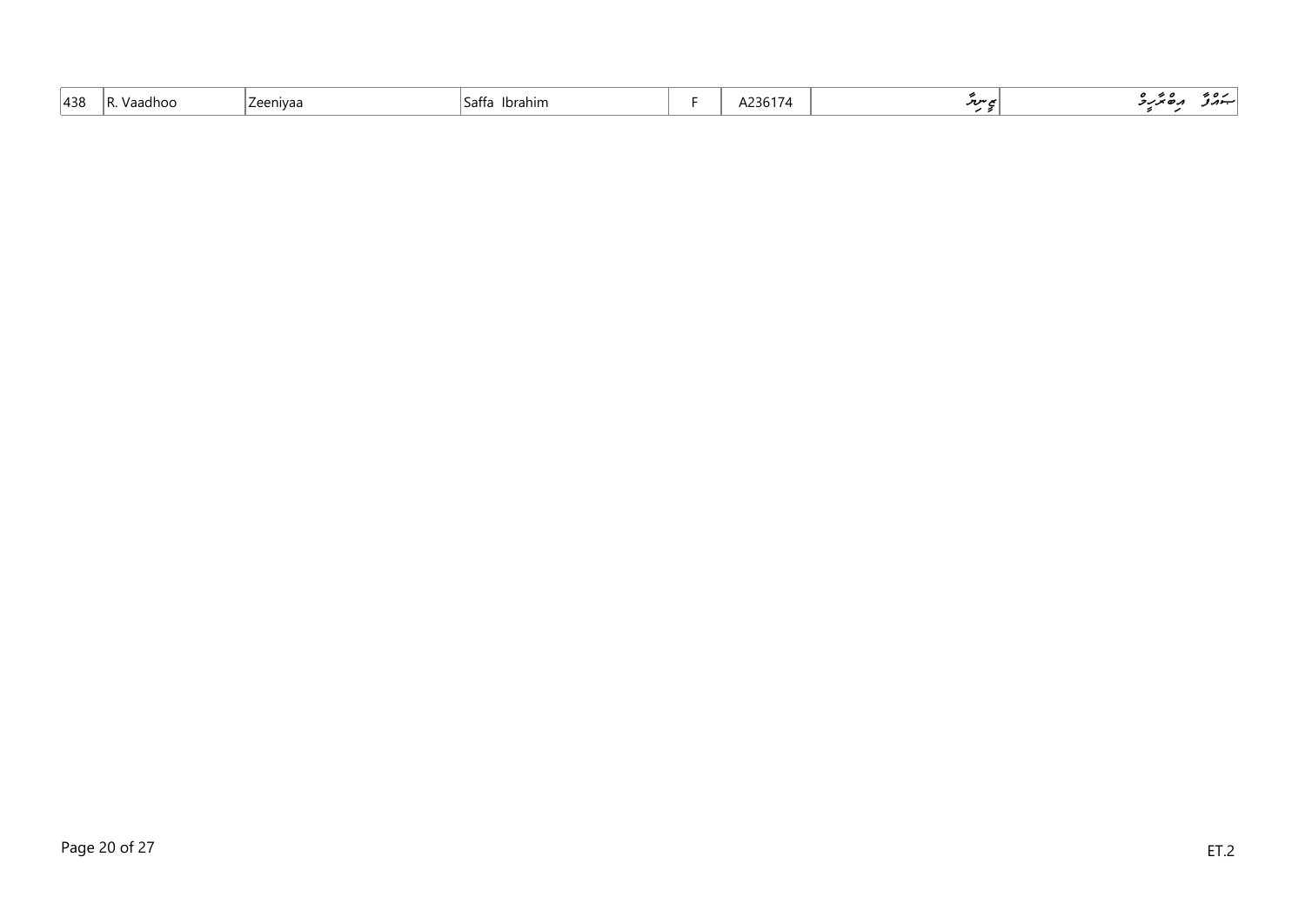| 438 | R. Vaadhoo | Zeeniyaa | Saffa Ibrahim | F | A236174 | ޒީނިޔާ | ސައްފާ އިބްރާހީމް |
|---|---|---|---|---|---|---|---|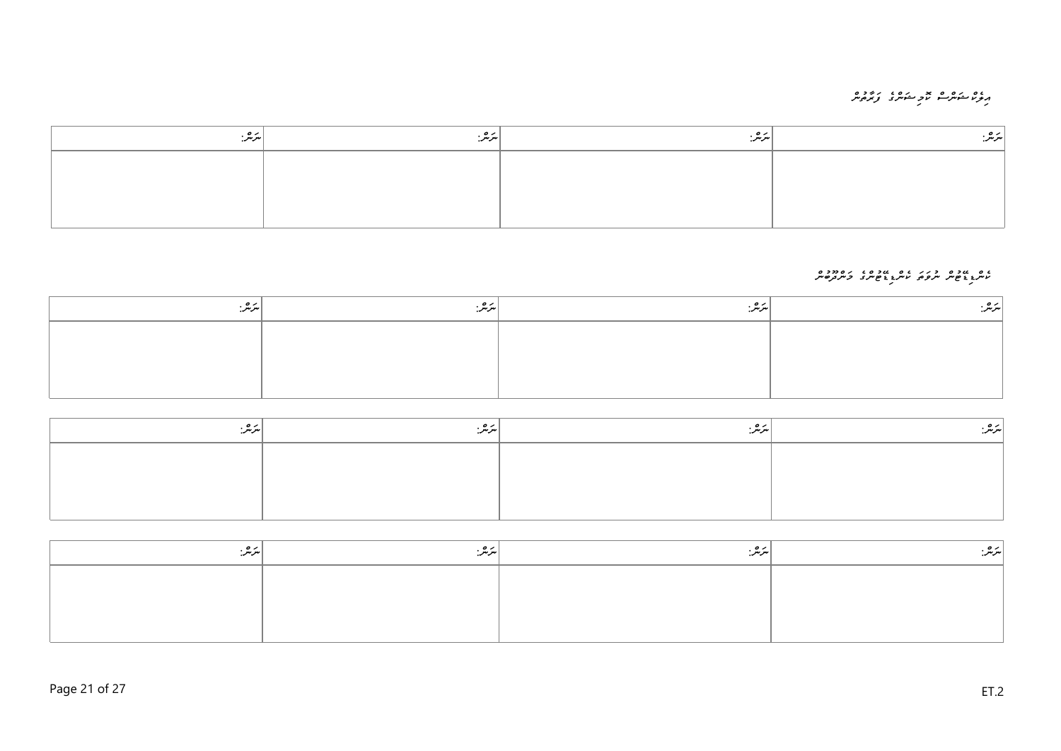# ޢިލްމީ ސަނަދު ކޮލިފިކޭޝަން

| ނަންބަރު: | ނަންބަރު: | ނަންބަރު: | ނަންބަރު: |
|---|---|---|---|
| | | | |

# ކުރިން ކޮށްފައިވާ ވަޒީފާތަކުގެ މައުލޫމާތު

| ނަންބަރު: | ނަންބަރު: | ނަންބަރު: | ނަންބަރު: |
|---|---|---|---|
| | | | |

| ނަންބަރު: | ނަންބަރު: | ނަންބަރު: | ނަންބަރު: |
|---|---|---|---|
| | | | |

| ނަންބަރު: | ނަންބަރު: | ނަންބަރު: | ނަންބަރު: |
|---|---|---|---|
| | | | |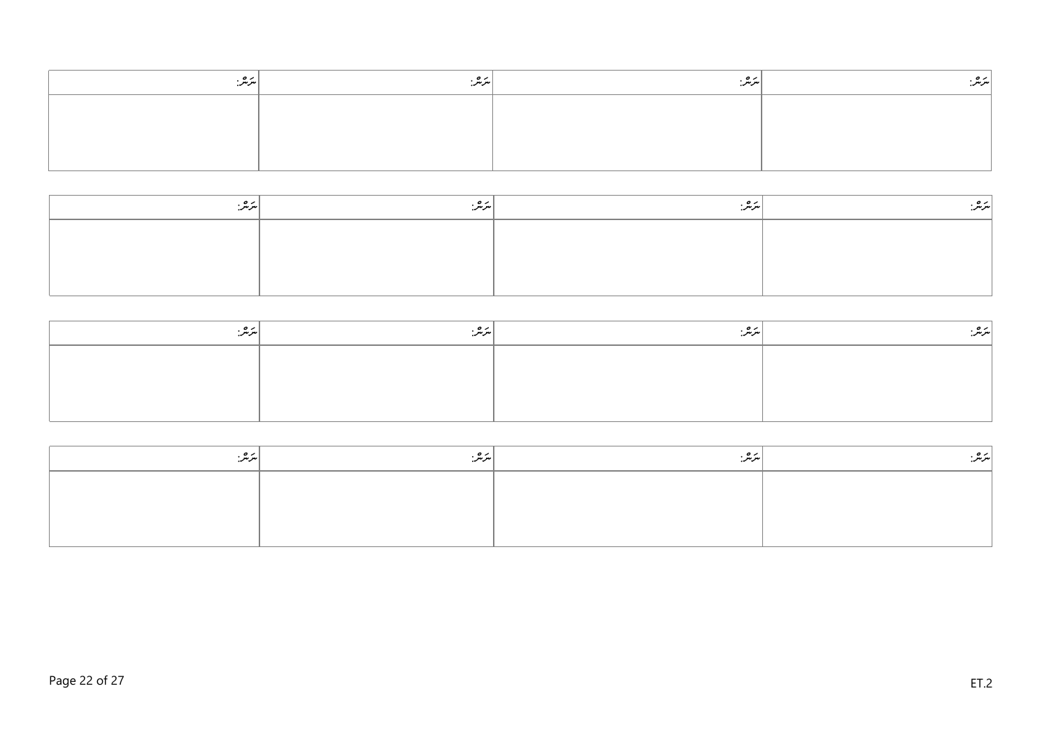| ަރަށް: | ަރަށް: | ަރަށް: | ަރަށް: |
|---|---|---|---|
| | | | |

| ަރަށް: | ަރަށް: | ަރަށް: | ަރަށް: |
|---|---|---|---|
| | | | |

| ަރަށް: | ަރަށް: | ަރަށް: | ަރަށް: |
|---|---|---|---|
| | | | |

| ަރަށް: | ަރަށް: | ަރަށް: | ަރަށް: |
|---|---|---|---|
| | | | |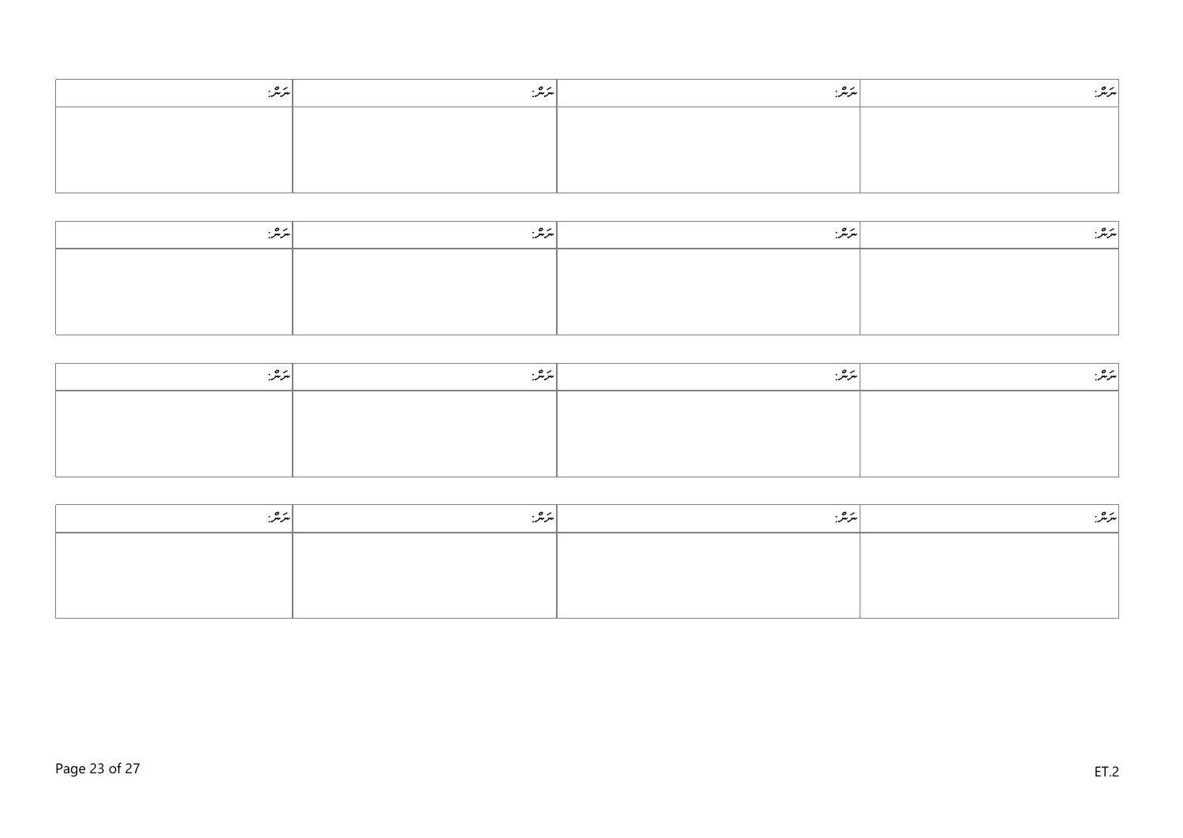| ނަރަށް: | ނަރަށް: | ނަރަށް: | ނަރަށް: |
| --- | --- | --- | --- |
| | | | |

| ނަރަށް: | ނަރަށް: | ނަރަށް: | ނަރަށް: |
| --- | --- | --- | --- |
| | | | |

| ނަރަށް: | ނަރަށް: | ނަރަށް: | ނަރަށް: |
| --- | --- | --- | --- |
| | | | |

| ނަރަށް: | ނަރަށް: | ނަރަށް: | ނަރަށް: |
| --- | --- | --- | --- |
| | | | |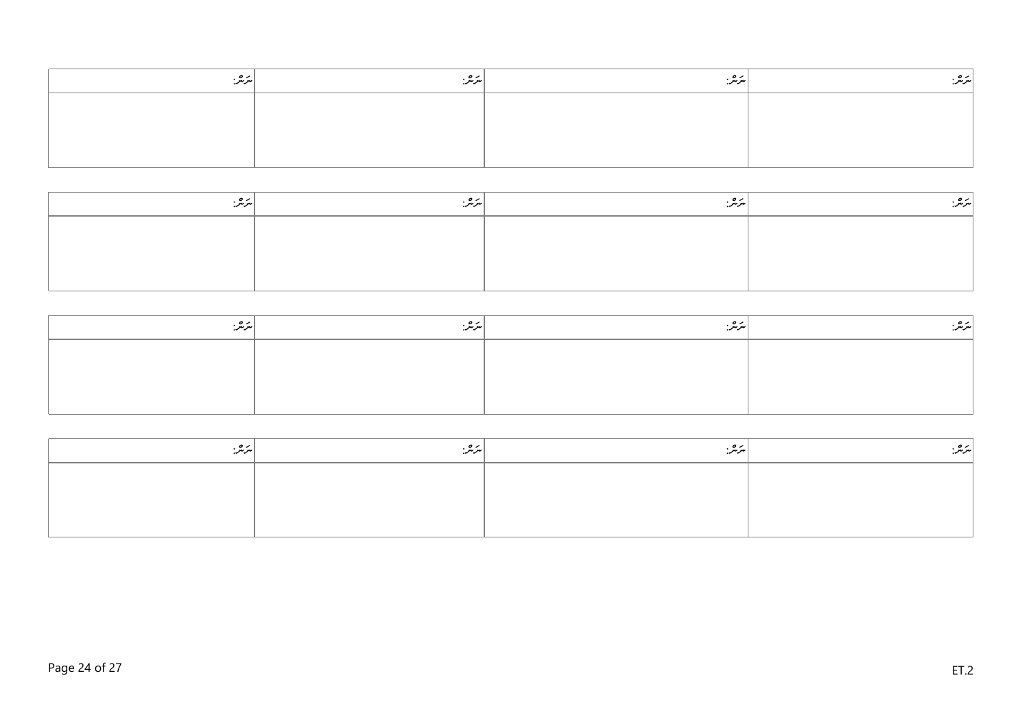| ނަރަދ: | ނަރަދ: | ނަރަދ: | ނަރަދ: |
| --- | --- | --- | --- |
| | | | |

| ނަރަދ: | ނަރަދ: | ނަރަދ: | ނަރަދ: |
| --- | --- | --- | --- |
| | | | |

| ނަރަދ: | ނަރަދ: | ނަރަދ: | ނަރަދ: |
| --- | --- | --- | --- |
| | | | |

| ނަރަދ: | ނަރަދ: | ނަރަދ: | ނަރަދ: |
| --- | --- | --- | --- |
| | | | |

ET.2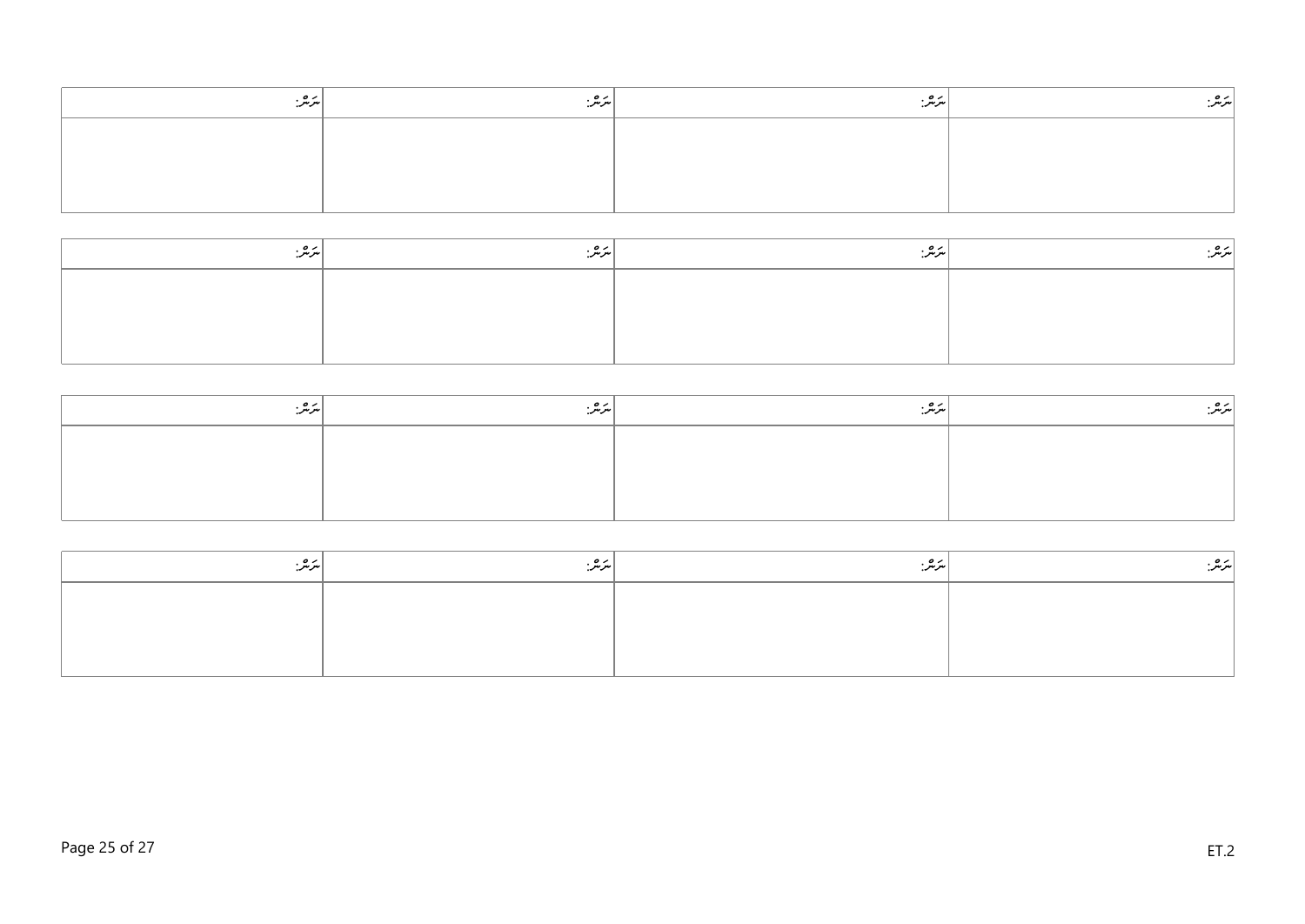| ނަރަҭ: | ނަރަҭ: | ނަރަҭ: | ނަރަҭ: |
| --- | --- | --- | --- |
| | | | |

| ނަރަҭ: | ނަރަҭ: | ނަރަҭ: | ނަރަҭ: |
| --- | --- | --- | --- |
| | | | |

| ނަރަҭ: | ނަރަҭ: | ނަރަҭ: | ނަރަҭ: |
| --- | --- | --- | --- |
| | | | |

| ނަރަҭ: | ނަރަҭ: | ނަރަҭ: | ނަރަҭ: |
| --- | --- | --- | --- |
| | | | |

ET.2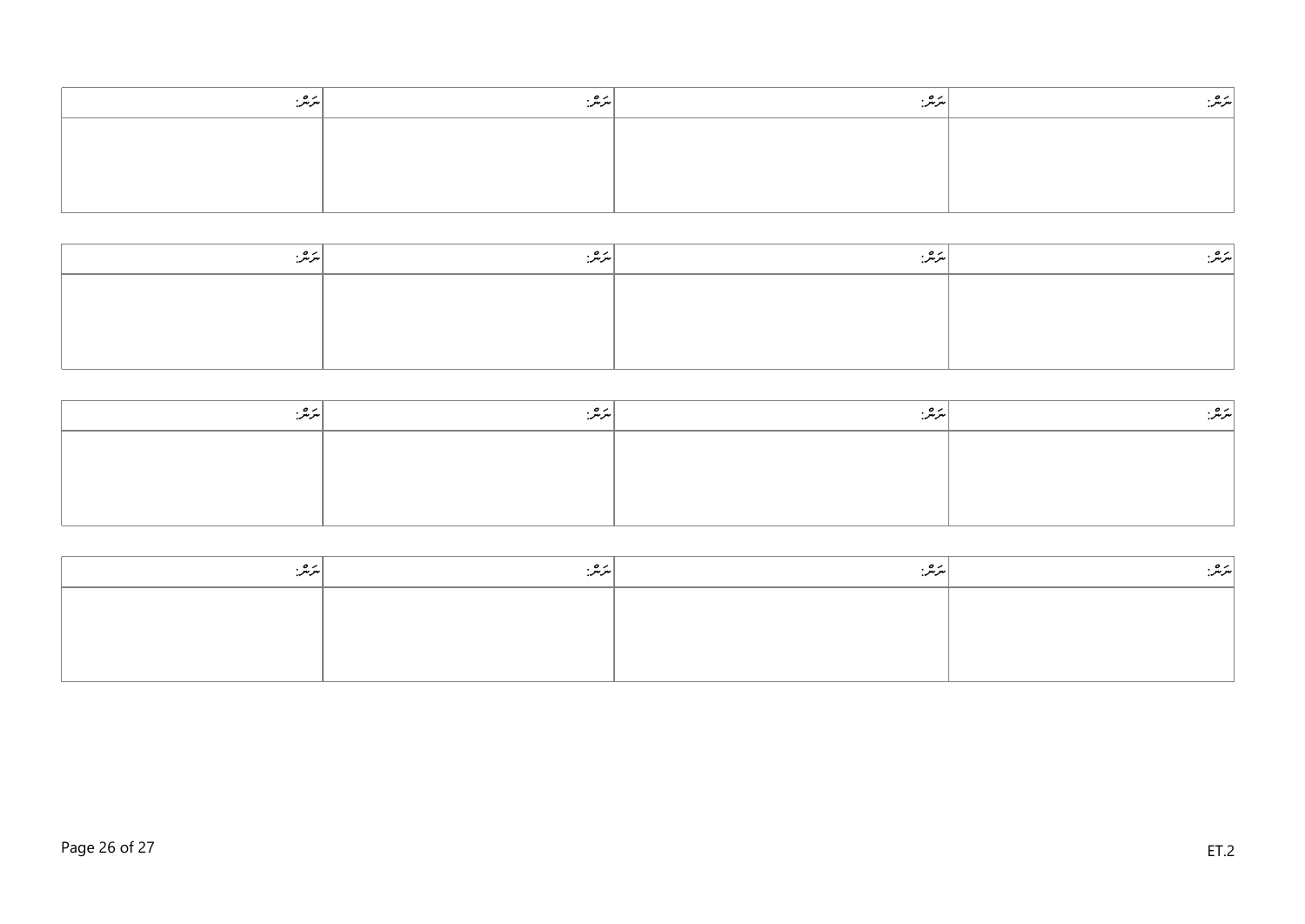| ަރަށް: | ަރަށް: | ަރަށް: | ަރަށް: |
| --- | --- | --- | --- |
| | | | |

| ަރަށް: | ަރަށް: | ަރަށް: | ަރަށް: |
| --- | --- | --- | --- |
| | | | |

| ަރަށް: | ަރަށް: | ަރަށް: | ަރަށް: |
| --- | --- | --- | --- |
| | | | |

| ަރަށް: | ަރަށް: | ަރަށް: | ަރަށް: |
| --- | --- | --- | --- |
| | | | |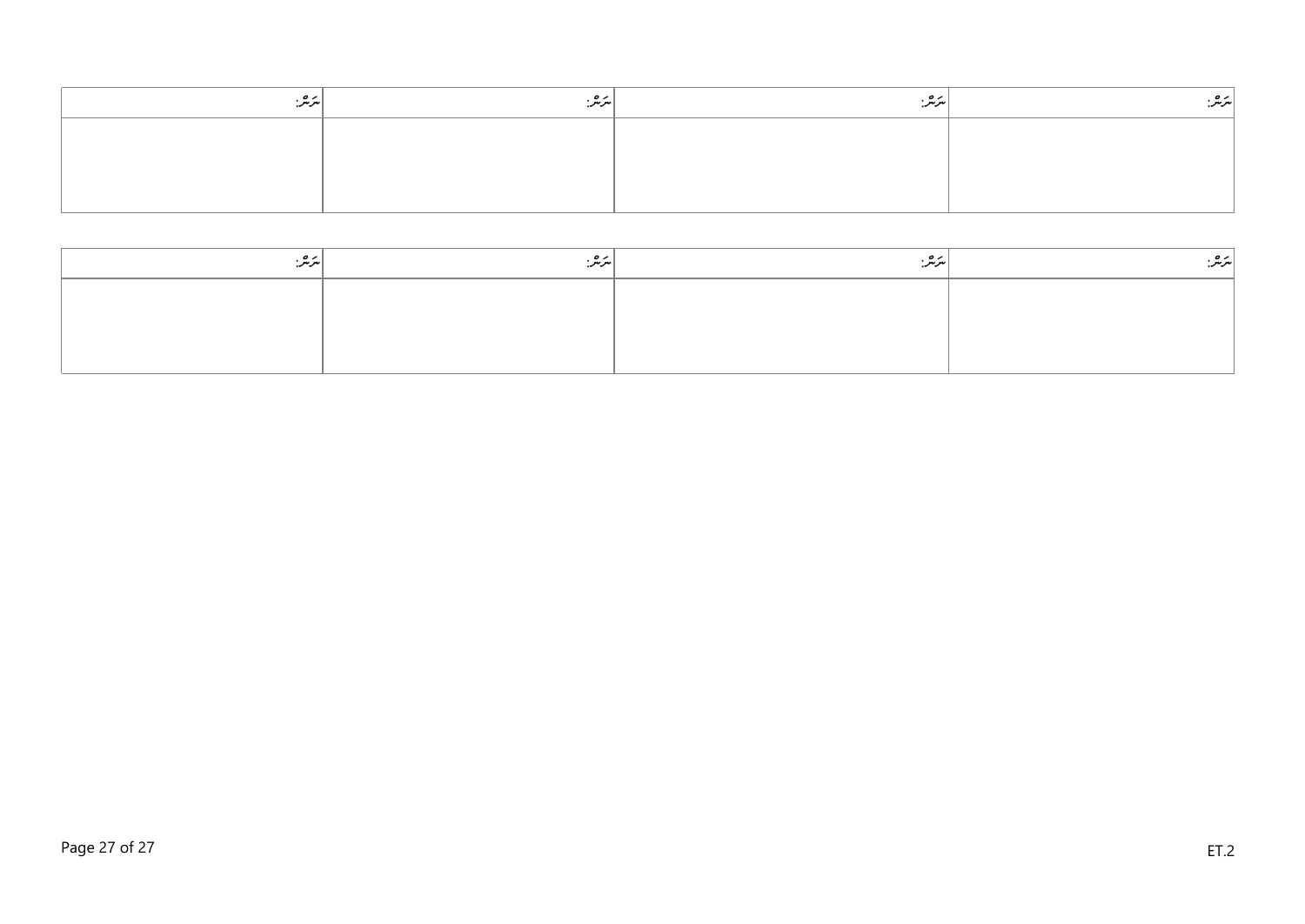| ނަރުދ: | ނަރުދ: | ނަރުދ: | ނަރުދ: |
| --- | --- | --- | --- |
| | | | |

| ނަރުދ: | ނަރުދ: | ނަރުދ: | ނަރުދ: |
| --- | --- | --- | --- |
| | | | |